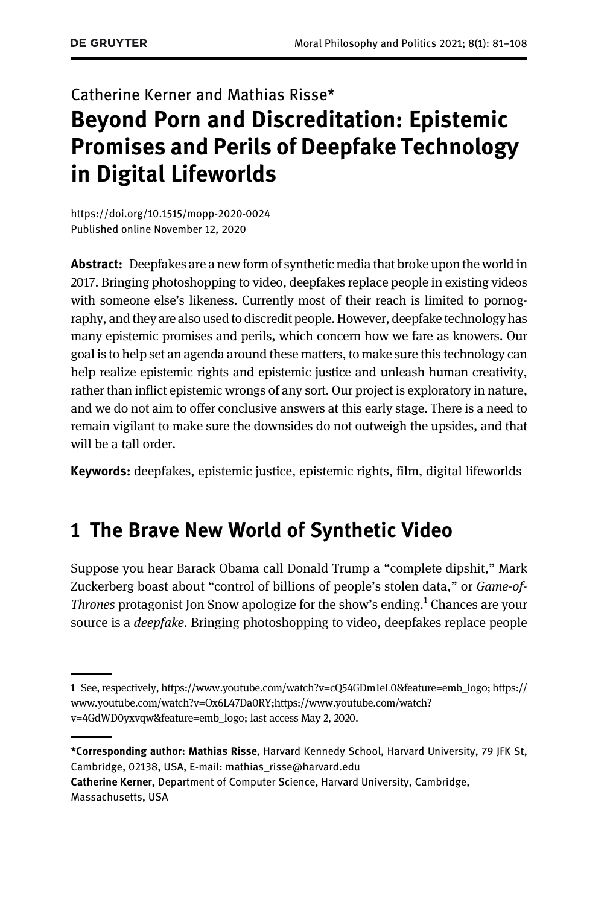Catherine Kerner and Mathias Risse*

# Beyond Porn and Discreditation: Epistemic Promises and Perils of Deepfake Technology in Digital Lifeworlds

https://doi.org/10.1515/mopp-2020-0024
Published online November 12, 2020

**Abstract:** Deepfakes are a new form of synthetic media that broke upon the world in 2017. Bringing photoshopping to video, deepfakes replace people in existing videos with someone else's likeness. Currently most of their reach is limited to pornography, and they are also used to discredit people. However, deepfake technology has many epistemic promises and perils, which concern how we fare as knowers. Our goal is to help set an agenda around these matters, to make sure this technology can help realize epistemic rights and epistemic justice and unleash human creativity, rather than inflict epistemic wrongs of any sort. Our project is exploratory in nature, and we do not aim to offer conclusive answers at this early stage. There is a need to remain vigilant to make sure the downsides do not outweigh the upsides, and that will be a tall order.

**Keywords:** deepfakes, epistemic justice, epistemic rights, film, digital lifeworlds

## 1 The Brave New World of Synthetic Video

Suppose you hear Barack Obama call Donald Trump a "complete dipshit," Mark Zuckerberg boast about "control of billions of people's stolen data," or *Game-of-Thrones* protagonist Jon Snow apologize for the show's ending.[1] Chances are your source is a *deepfake*. Bringing photoshopping to video, deepfakes replace people

---

[1] See, respectively, https://www.youtube.com/watch?v=cQ54GDm1eL0&feature=emb_logo; https://www.youtube.com/watch?v=Ox6L47Da0RY;https://www.youtube.com/watch?v=4GdWD0yxvqw&feature=emb_logo; last access May 2, 2020.

---

***Corresponding author: Mathias Risse**, Harvard Kennedy School, Harvard University, 79 JFK St, Cambridge, 02138, USA, E-mail: mathias_risse@harvard.edu

**Catherine Kerner,** Department of Computer Science, Harvard University, Cambridge, Massachusetts, USA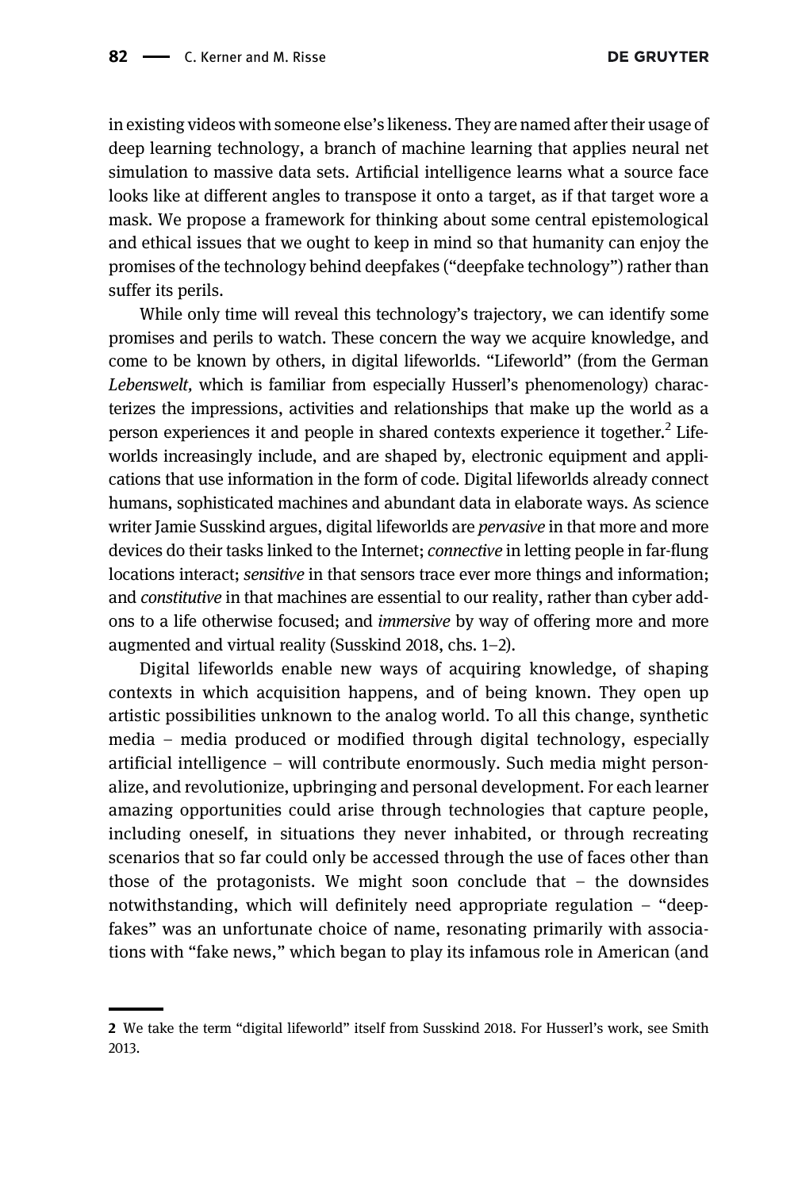in existing videos with someone else's likeness. They are named after their usage of deep learning technology, a branch of machine learning that applies neural net simulation to massive data sets. Artificial intelligence learns what a source face looks like at different angles to transpose it onto a target, as if that target wore a mask. We propose a framework for thinking about some central epistemological and ethical issues that we ought to keep in mind so that humanity can enjoy the promises of the technology behind deepfakes ("deepfake technology") rather than suffer its perils.

While only time will reveal this technology's trajectory, we can identify some promises and perils to watch. These concern the way we acquire knowledge, and come to be known by others, in digital lifeworlds. "Lifeworld" (from the German *Lebenswelt*, which is familiar from especially Husserl's phenomenology) characterizes the impressions, activities and relationships that make up the world as a person experiences it and people in shared contexts experience it together.[2] Lifeworlds increasingly include, and are shaped by, electronic equipment and applications that use information in the form of code. Digital lifeworlds already connect humans, sophisticated machines and abundant data in elaborate ways. As science writer Jamie Susskind argues, digital lifeworlds are *pervasive* in that more and more devices do their tasks linked to the Internet; *connective* in letting people in far-flung locations interact; *sensitive* in that sensors trace ever more things and information; and *constitutive* in that machines are essential to our reality, rather than cyber add-ons to a life otherwise focused; and *immersive* by way of offering more and more augmented and virtual reality (Susskind 2018, chs. 1–2).

Digital lifeworlds enable new ways of acquiring knowledge, of shaping contexts in which acquisition happens, and of being known. They open up artistic possibilities unknown to the analog world. To all this change, synthetic media – media produced or modified through digital technology, especially artificial intelligence – will contribute enormously. Such media might personalize, and revolutionize, upbringing and personal development. For each learner amazing opportunities could arise through technologies that capture people, including oneself, in situations they never inhabited, or through recreating scenarios that so far could only be accessed through the use of faces other than those of the protagonists. We might soon conclude that – the downsides notwithstanding, which will definitely need appropriate regulation – "deepfakes" was an unfortunate choice of name, resonating primarily with associations with "fake news," which began to play its infamous role in American (and

---

2 We take the term "digital lifeworld" itself from Susskind 2018. For Husserl's work, see Smith 2013.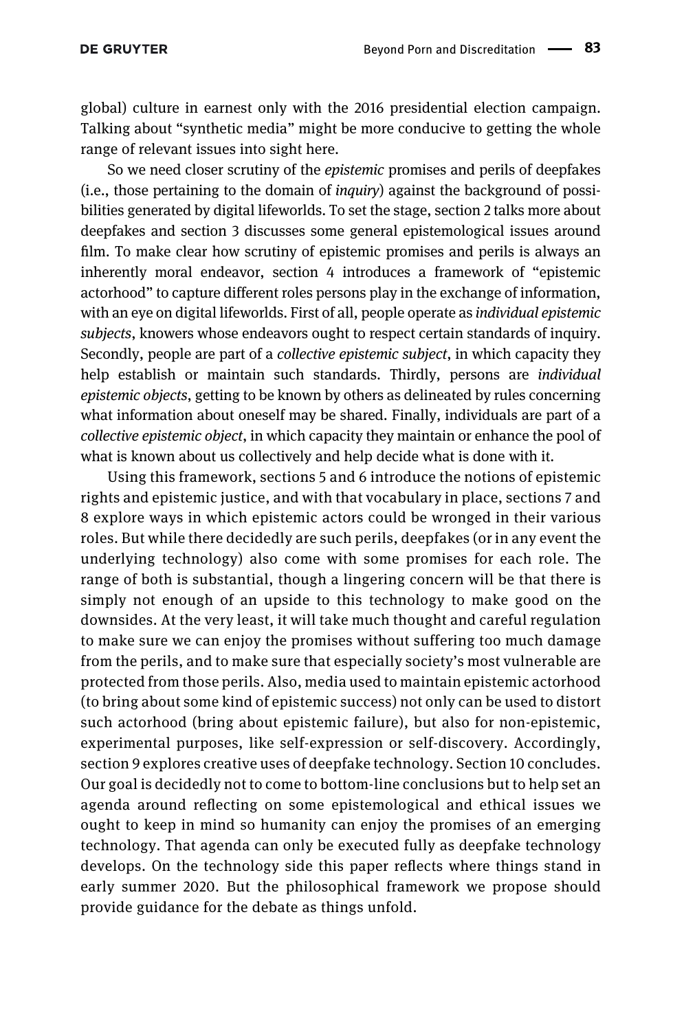global) culture in earnest only with the 2016 presidential election campaign. Talking about "synthetic media" might be more conducive to getting the whole range of relevant issues into sight here.

So we need closer scrutiny of the *epistemic* promises and perils of deepfakes (i.e., those pertaining to the domain of *inquiry*) against the background of possibilities generated by digital lifeworlds. To set the stage, section 2 talks more about deepfakes and section 3 discusses some general epistemological issues around film. To make clear how scrutiny of epistemic promises and perils is always an inherently moral endeavor, section 4 introduces a framework of "epistemic actorhood" to capture different roles persons play in the exchange of information, with an eye on digital lifeworlds. First of all, people operate as *individual epistemic subjects*, knowers whose endeavors ought to respect certain standards of inquiry. Secondly, people are part of a *collective epistemic subject*, in which capacity they help establish or maintain such standards. Thirdly, persons are *individual epistemic objects*, getting to be known by others as delineated by rules concerning what information about oneself may be shared. Finally, individuals are part of a *collective epistemic object*, in which capacity they maintain or enhance the pool of what is known about us collectively and help decide what is done with it.

Using this framework, sections 5 and 6 introduce the notions of epistemic rights and epistemic justice, and with that vocabulary in place, sections 7 and 8 explore ways in which epistemic actors could be wronged in their various roles. But while there decidedly are such perils, deepfakes (or in any event the underlying technology) also come with some promises for each role. The range of both is substantial, though a lingering concern will be that there is simply not enough of an upside to this technology to make good on the downsides. At the very least, it will take much thought and careful regulation to make sure we can enjoy the promises without suffering too much damage from the perils, and to make sure that especially society's most vulnerable are protected from those perils. Also, media used to maintain epistemic actorhood (to bring about some kind of epistemic success) not only can be used to distort such actorhood (bring about epistemic failure), but also for non-epistemic, experimental purposes, like self-expression or self-discovery. Accordingly, section 9 explores creative uses of deepfake technology. Section 10 concludes. Our goal is decidedly not to come to bottom-line conclusions but to help set an agenda around reflecting on some epistemological and ethical issues we ought to keep in mind so humanity can enjoy the promises of an emerging technology. That agenda can only be executed fully as deepfake technology develops. On the technology side this paper reflects where things stand in early summer 2020. But the philosophical framework we propose should provide guidance for the debate as things unfold.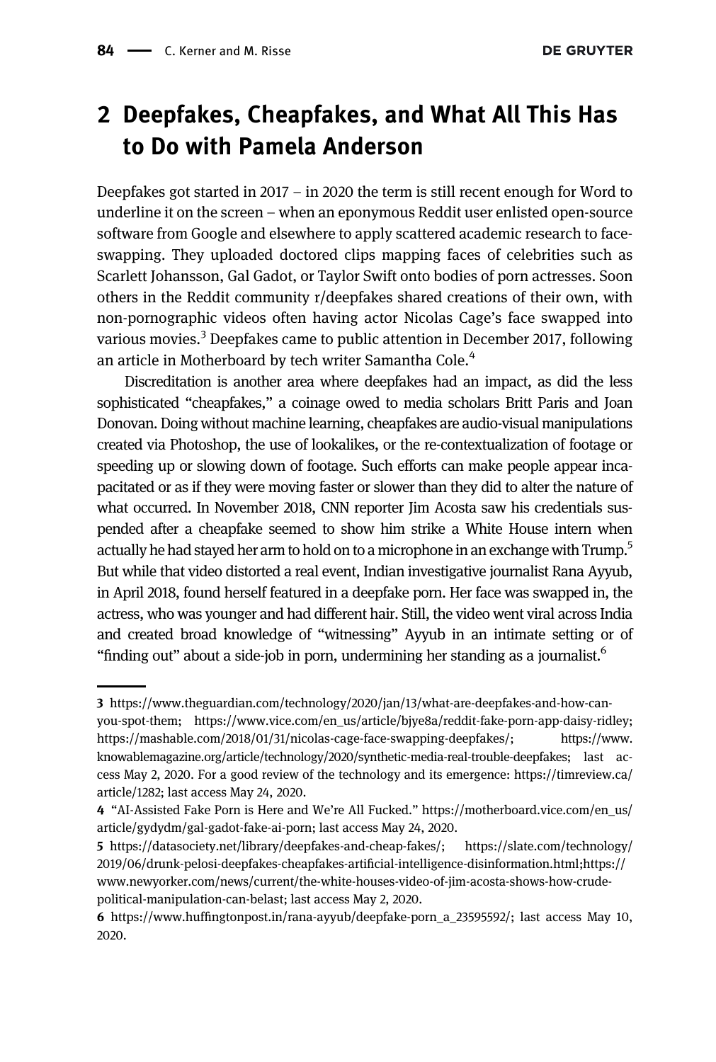## 2 Deepfakes, Cheapfakes, and What All This Has to Do with Pamela Anderson

Deepfakes got started in 2017 – in 2020 the term is still recent enough for Word to underline it on the screen – when an eponymous Reddit user enlisted open-source software from Google and elsewhere to apply scattered academic research to face-swapping. They uploaded doctored clips mapping faces of celebrities such as Scarlett Johansson, Gal Gadot, or Taylor Swift onto bodies of porn actresses. Soon others in the Reddit community r/deepfakes shared creations of their own, with non-pornographic videos often having actor Nicolas Cage's face swapped into various movies.[3] Deepfakes came to public attention in December 2017, following an article in Motherboard by tech writer Samantha Cole.[4]

Discreditation is another area where deepfakes had an impact, as did the less sophisticated "cheapfakes," a coinage owed to media scholars Britt Paris and Joan Donovan. Doing without machine learning, cheapfakes are audio-visual manipulations created via Photoshop, the use of lookalikes, or the re-contextualization of footage or speeding up or slowing down of footage. Such efforts can make people appear incapacitated or as if they were moving faster or slower than they did to alter the nature of what occurred. In November 2018, CNN reporter Jim Acosta saw his credentials suspended after a cheapfake seemed to show him strike a White House intern when actually he had stayed her arm to hold on to a microphone in an exchange with Trump.[5] But while that video distorted a real event, Indian investigative journalist Rana Ayyub, in April 2018, found herself featured in a deepfake porn. Her face was swapped in, the actress, who was younger and had different hair. Still, the video went viral across India and created broad knowledge of "witnessing" Ayyub in an intimate setting or of "finding out" about a side-job in porn, undermining her standing as a journalist.[6]

---

3 https://www.theguardian.com/technology/2020/jan/13/what-are-deepfakes-and-how-can-you-spot-them; https://www.vice.com/en_us/article/bjye8a/reddit-fake-porn-app-daisy-ridley; https://mashable.com/2018/01/31/nicolas-cage-face-swapping-deepfakes/; https://www.knowablemagazine.org/article/technology/2020/synthetic-media-real-trouble-deepfakes; last access May 2, 2020. For a good review of the technology and its emergence: https://timreview.ca/article/1282; last access May 24, 2020.

4 "AI-Assisted Fake Porn is Here and We're All Fucked." https://motherboard.vice.com/en_us/article/gydydm/gal-gadot-fake-ai-porn; last access May 24, 2020.

5 https://datasociety.net/library/deepfakes-and-cheap-fakes/; https://slate.com/technology/2019/06/drunk-pelosi-deepfakes-cheapfakes-artificial-intelligence-disinformation.html;https://www.newyorker.com/news/current/the-white-houses-video-of-jim-acosta-shows-how-crude-political-manipulation-can-belast; last access May 2, 2020.

6 https://www.huffingtonpost.in/rana-ayyub/deepfake-porn_a_23595592/; last access May 10, 2020.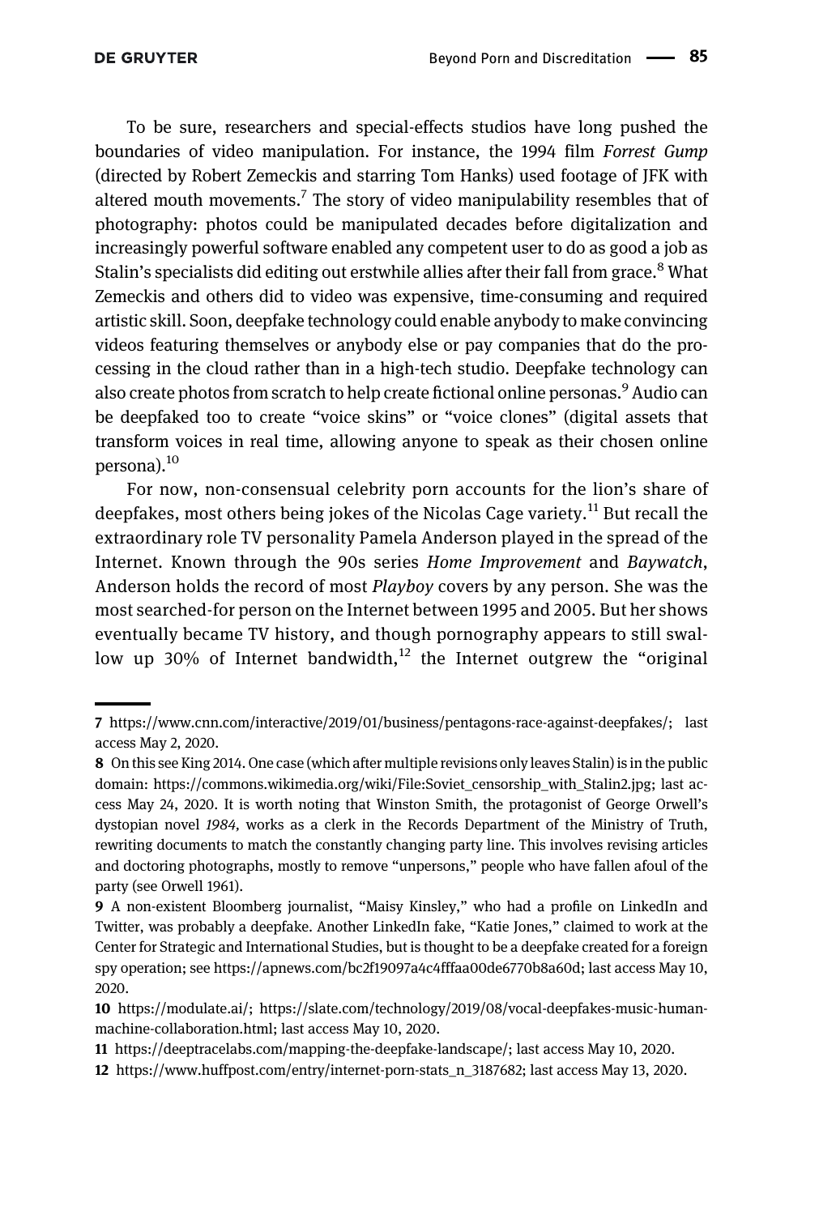To be sure, researchers and special-effects studios have long pushed the boundaries of video manipulation. For instance, the 1994 film *Forrest Gump* (directed by Robert Zemeckis and starring Tom Hanks) used footage of JFK with altered mouth movements.[7] The story of video manipulability resembles that of photography: photos could be manipulated decades before digitalization and increasingly powerful software enabled any competent user to do as good a job as Stalin's specialists did editing out erstwhile allies after their fall from grace.[8] What Zemeckis and others did to video was expensive, time-consuming and required artistic skill. Soon, deepfake technology could enable anybody to make convincing videos featuring themselves or anybody else or pay companies that do the processing in the cloud rather than in a high-tech studio. Deepfake technology can also create photos from scratch to help create fictional online personas.[9] Audio can be deepfaked too to create "voice skins" or "voice clones" (digital assets that transform voices in real time, allowing anyone to speak as their chosen online persona).[10]

For now, non-consensual celebrity porn accounts for the lion's share of deepfakes, most others being jokes of the Nicolas Cage variety.[11] But recall the extraordinary role TV personality Pamela Anderson played in the spread of the Internet. Known through the 90s series *Home Improvement* and *Baywatch*, Anderson holds the record of most *Playboy* covers by any person. She was the most searched-for person on the Internet between 1995 and 2005. But her shows eventually became TV history, and though pornography appears to still swallow up 30% of Internet bandwidth,[12] the Internet outgrew the "original

---

**7** https://www.cnn.com/interactive/2019/01/business/pentagons-race-against-deepfakes/; last access May 2, 2020.

**8** On this see King 2014. One case (which after multiple revisions only leaves Stalin) is in the public domain: https://commons.wikimedia.org/wiki/File:Soviet_censorship_with_Stalin2.jpg; last access May 24, 2020. It is worth noting that Winston Smith, the protagonist of George Orwell's dystopian novel *1984*, works as a clerk in the Records Department of the Ministry of Truth, rewriting documents to match the constantly changing party line. This involves revising articles and doctoring photographs, mostly to remove "unpersons," people who have fallen afoul of the party (see Orwell 1961).

**9** A non-existent Bloomberg journalist, "Maisy Kinsley," who had a profile on LinkedIn and Twitter, was probably a deepfake. Another LinkedIn fake, "Katie Jones," claimed to work at the Center for Strategic and International Studies, but is thought to be a deepfake created for a foreign spy operation; see https://apnews.com/bc2f19097a4c4fffaa00de6770b8a60d; last access May 10, 2020.

**10** https://modulate.ai/; https://slate.com/technology/2019/08/vocal-deepfakes-music-human-machine-collaboration.html; last access May 10, 2020.

**11** https://deeptracelabs.com/mapping-the-deepfake-landscape/; last access May 10, 2020.

**12** https://www.huffpost.com/entry/internet-porn-stats_n_3187682; last access May 13, 2020.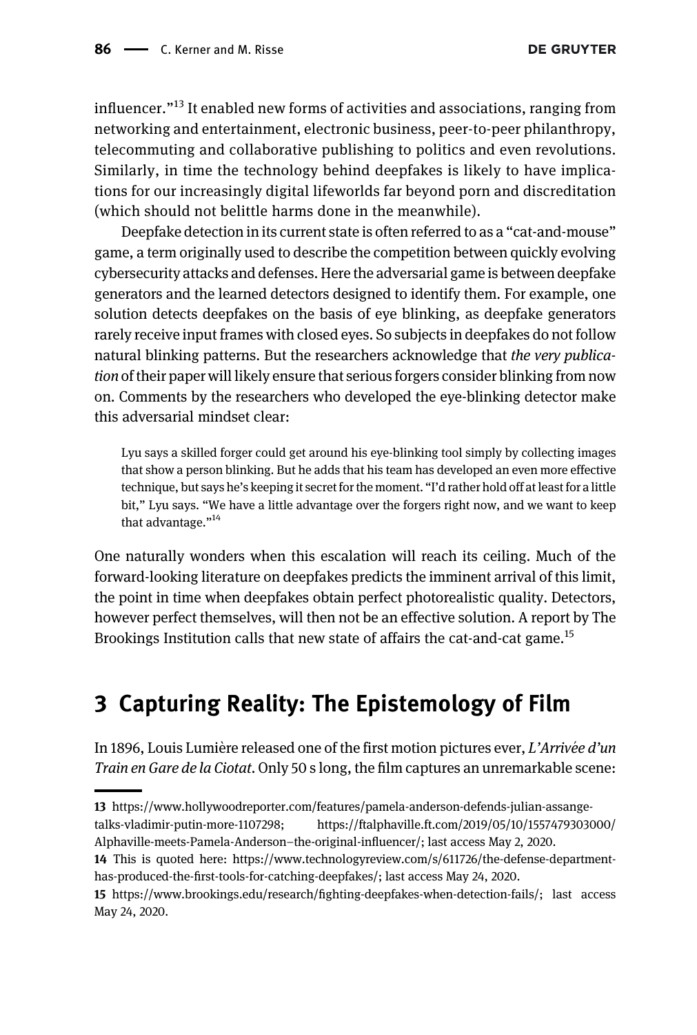influencer."[13] It enabled new forms of activities and associations, ranging from networking and entertainment, electronic business, peer-to-peer philanthropy, telecommuting and collaborative publishing to politics and even revolutions. Similarly, in time the technology behind deepfakes is likely to have implications for our increasingly digital lifeworlds far beyond porn and discreditation (which should not belittle harms done in the meanwhile).

Deepfake detection in its current state is often referred to as a "cat-and-mouse" game, a term originally used to describe the competition between quickly evolving cybersecurity attacks and defenses. Here the adversarial game is between deepfake generators and the learned detectors designed to identify them. For example, one solution detects deepfakes on the basis of eye blinking, as deepfake generators rarely receive input frames with closed eyes. So subjects in deepfakes do not follow natural blinking patterns. But the researchers acknowledge that *the very publication* of their paper will likely ensure that serious forgers consider blinking from now on. Comments by the researchers who developed the eye-blinking detector make this adversarial mindset clear:

> Lyu says a skilled forger could get around his eye-blinking tool simply by collecting images that show a person blinking. But he adds that his team has developed an even more effective technique, but says he's keeping it secret for the moment. "I'd rather hold off at least for a little bit," Lyu says. "We have a little advantage over the forgers right now, and we want to keep that advantage."[14]

One naturally wonders when this escalation will reach its ceiling. Much of the forward-looking literature on deepfakes predicts the imminent arrival of this limit, the point in time when deepfakes obtain perfect photorealistic quality. Detectors, however perfect themselves, will then not be an effective solution. A report by The Brookings Institution calls that new state of affairs the cat-and-cat game.[15]

## 3 Capturing Reality: The Epistemology of Film

In 1896, Louis Lumière released one of the first motion pictures ever, *L'Arrivée d'un Train en Gare de la Ciotat*. Only 50 s long, the film captures an unremarkable scene:

---

**13** https://www.hollywoodreporter.com/features/pamela-anderson-defends-julian-assange-talks-vladimir-putin-more-1107298; https://ftalphaville.ft.com/2019/05/10/1557479303000/Alphaville-meets-Pamela-Anderson–the-original-influencer/; last access May 2, 2020.

**14** This is quoted here: https://www.technologyreview.com/s/611726/the-defense-department-has-produced-the-first-tools-for-catching-deepfakes/; last access May 24, 2020.

**15** https://www.brookings.edu/research/fighting-deepfakes-when-detection-fails/; last access May 24, 2020.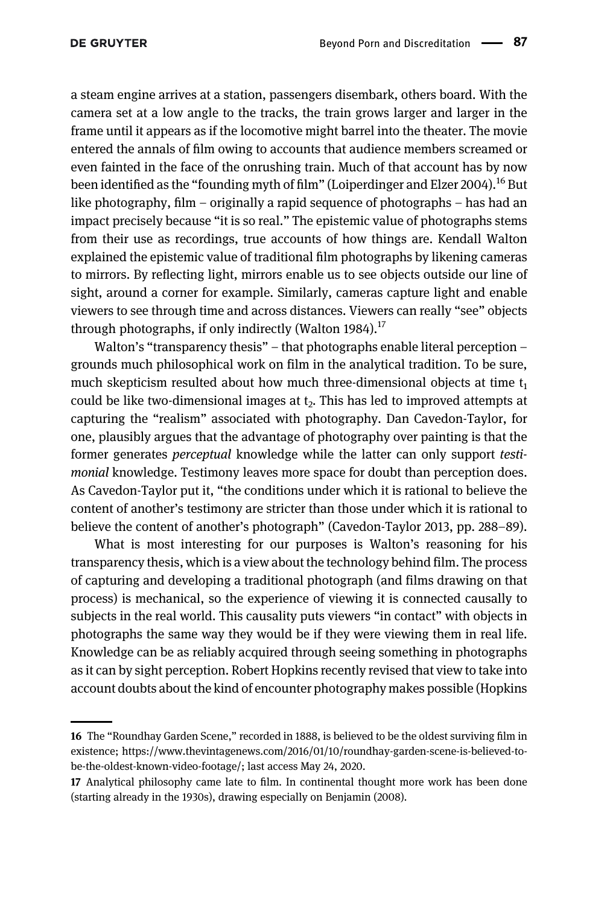a steam engine arrives at a station, passengers disembark, others board. With the camera set at a low angle to the tracks, the train grows larger and larger in the frame until it appears as if the locomotive might barrel into the theater. The movie entered the annals of film owing to accounts that audience members screamed or even fainted in the face of the onrushing train. Much of that account has by now been identified as the "founding myth of film" (Loiperdinger and Elzer 2004).[16] But like photography, film – originally a rapid sequence of photographs – has had an impact precisely because "it is so real." The epistemic value of photographs stems from their use as recordings, true accounts of how things are. Kendall Walton explained the epistemic value of traditional film photographs by likening cameras to mirrors. By reflecting light, mirrors enable us to see objects outside our line of sight, around a corner for example. Similarly, cameras capture light and enable viewers to see through time and across distances. Viewers can really "see" objects through photographs, if only indirectly (Walton 1984).[17]

Walton's "transparency thesis" – that photographs enable literal perception – grounds much philosophical work on film in the analytical tradition. To be sure, much skepticism resulted about how much three-dimensional objects at time $t_1$ could be like two-dimensional images at $t_2$. This has led to improved attempts at capturing the "realism" associated with photography. Dan Cavedon-Taylor, for one, plausibly argues that the advantage of photography over painting is that the former generates *perceptual* knowledge while the latter can only support *testimonial* knowledge. Testimony leaves more space for doubt than perception does. As Cavedon-Taylor put it, "the conditions under which it is rational to believe the content of another's testimony are stricter than those under which it is rational to believe the content of another's photograph" (Cavedon-Taylor 2013, pp. 288–89).

What is most interesting for our purposes is Walton's reasoning for his transparency thesis, which is a view about the technology behind film. The process of capturing and developing a traditional photograph (and films drawing on that process) is mechanical, so the experience of viewing it is connected causally to subjects in the real world. This causality puts viewers "in contact" with objects in photographs the same way they would be if they were viewing them in real life. Knowledge can be as reliably acquired through seeing something in photographs as it can by sight perception. Robert Hopkins recently revised that view to take into account doubts about the kind of encounter photography makes possible (Hopkins

---

**16** The "Roundhay Garden Scene," recorded in 1888, is believed to be the oldest surviving film in existence; https://www.thevintagenews.com/2016/01/10/roundhay-garden-scene-is-believed-to-be-the-oldest-known-video-footage/; last access May 24, 2020.

**17** Analytical philosophy came late to film. In continental thought more work has been done (starting already in the 1930s), drawing especially on Benjamin (2008).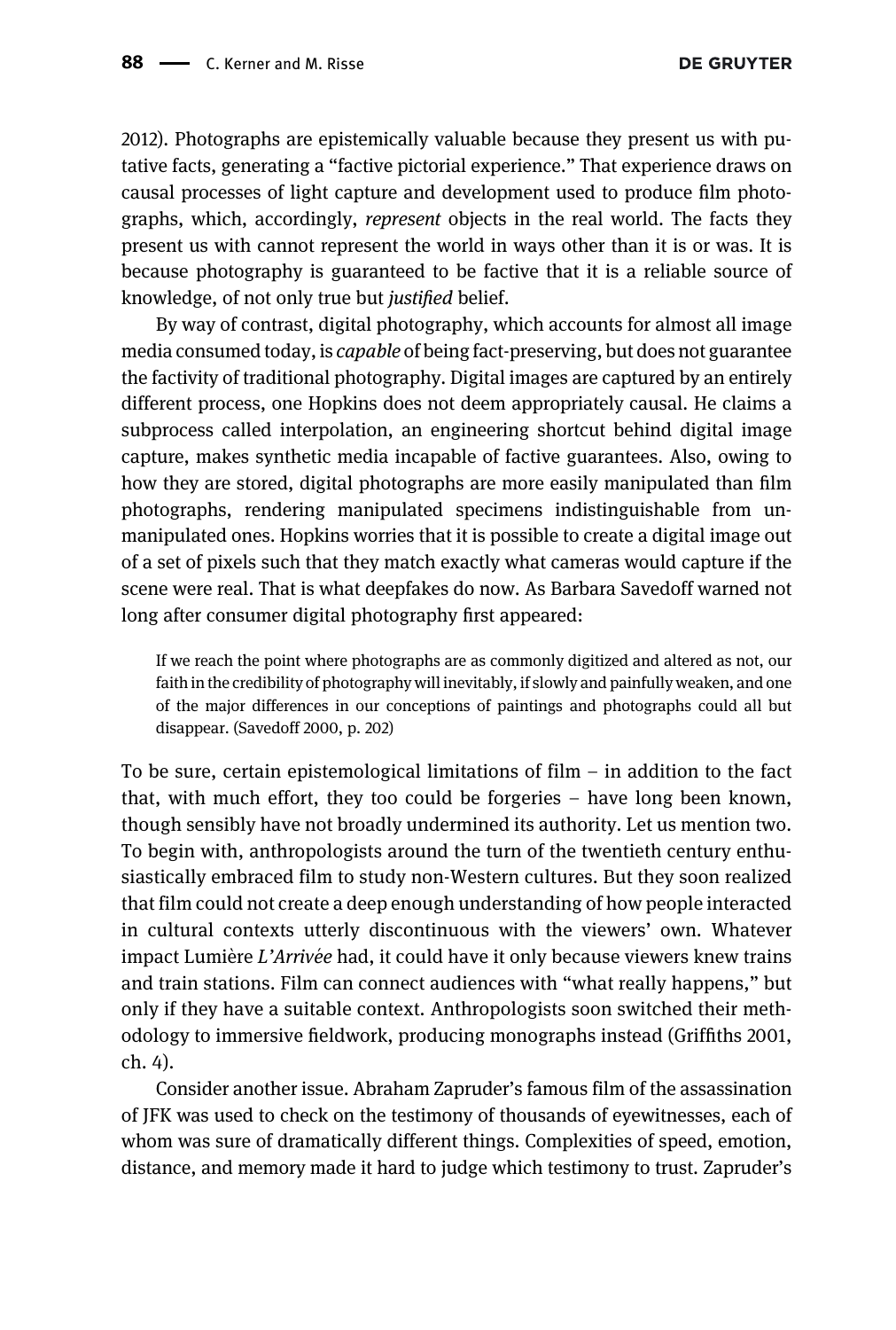2012). Photographs are epistemically valuable because they present us with putative facts, generating a "factive pictorial experience." That experience draws on causal processes of light capture and development used to produce film photographs, which, accordingly, *represent* objects in the real world. The facts they present us with cannot represent the world in ways other than it is or was. It is because photography is guaranteed to be factive that it is a reliable source of knowledge, of not only true but *justified* belief.

By way of contrast, digital photography, which accounts for almost all image media consumed today, is *capable* of being fact-preserving, but does not guarantee the factivity of traditional photography. Digital images are captured by an entirely different process, one Hopkins does not deem appropriately causal. He claims a subprocess called interpolation, an engineering shortcut behind digital image capture, makes synthetic media incapable of factive guarantees. Also, owing to how they are stored, digital photographs are more easily manipulated than film photographs, rendering manipulated specimens indistinguishable from unmanipulated ones. Hopkins worries that it is possible to create a digital image out of a set of pixels such that they match exactly what cameras would capture if the scene were real. That is what deepfakes do now. As Barbara Savedoff warned not long after consumer digital photography first appeared:

> If we reach the point where photographs are as commonly digitized and altered as not, our faith in the credibility of photography will inevitably, if slowly and painfully weaken, and one of the major differences in our conceptions of paintings and photographs could all but disappear. (Savedoff 2000, p. 202)

To be sure, certain epistemological limitations of film – in addition to the fact that, with much effort, they too could be forgeries – have long been known, though sensibly have not broadly undermined its authority. Let us mention two. To begin with, anthropologists around the turn of the twentieth century enthusiastically embraced film to study non-Western cultures. But they soon realized that film could not create a deep enough understanding of how people interacted in cultural contexts utterly discontinuous with the viewers' own. Whatever impact Lumière *L'Arrivée* had, it could have it only because viewers knew trains and train stations. Film can connect audiences with "what really happens," but only if they have a suitable context. Anthropologists soon switched their methodology to immersive fieldwork, producing monographs instead (Griffiths 2001, ch. 4).

Consider another issue. Abraham Zapruder's famous film of the assassination of JFK was used to check on the testimony of thousands of eyewitnesses, each of whom was sure of dramatically different things. Complexities of speed, emotion, distance, and memory made it hard to judge which testimony to trust. Zapruder's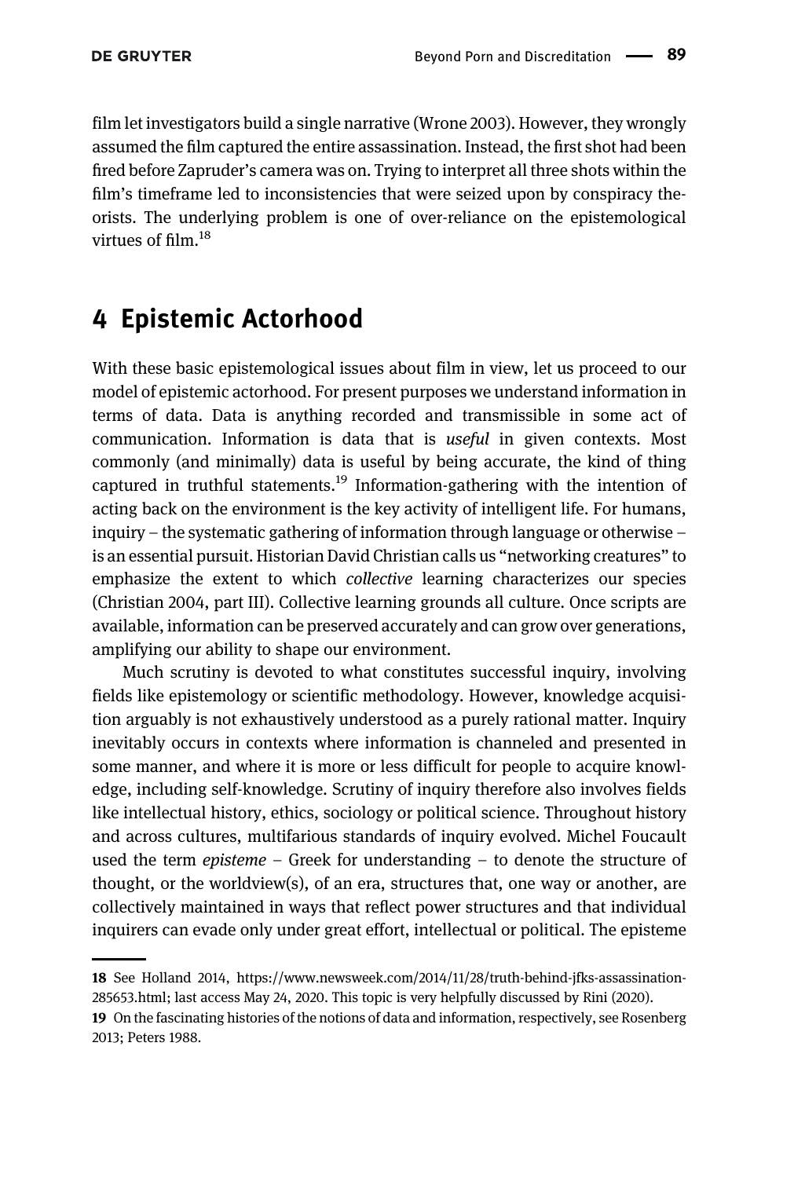film let investigators build a single narrative (Wrone 2003). However, they wrongly assumed the film captured the entire assassination. Instead, the first shot had been fired before Zapruder's camera was on. Trying to interpret all three shots within the film's timeframe led to inconsistencies that were seized upon by conspiracy theorists. The underlying problem is one of over-reliance on the epistemological virtues of film.[18]

## 4 Epistemic Actorhood

With these basic epistemological issues about film in view, let us proceed to our model of epistemic actorhood. For present purposes we understand information in terms of data. Data is anything recorded and transmissible in some act of communication. Information is data that is *useful* in given contexts. Most commonly (and minimally) data is useful by being accurate, the kind of thing captured in truthful statements.[19] Information-gathering with the intention of acting back on the environment is the key activity of intelligent life. For humans, inquiry – the systematic gathering of information through language or otherwise – is an essential pursuit. Historian David Christian calls us "networking creatures" to emphasize the extent to which *collective* learning characterizes our species (Christian 2004, part III). Collective learning grounds all culture. Once scripts are available, information can be preserved accurately and can grow over generations, amplifying our ability to shape our environment.

Much scrutiny is devoted to what constitutes successful inquiry, involving fields like epistemology or scientific methodology. However, knowledge acquisition arguably is not exhaustively understood as a purely rational matter. Inquiry inevitably occurs in contexts where information is channeled and presented in some manner, and where it is more or less difficult for people to acquire knowledge, including self-knowledge. Scrutiny of inquiry therefore also involves fields like intellectual history, ethics, sociology or political science. Throughout history and across cultures, multifarious standards of inquiry evolved. Michel Foucault used the term *episteme* – Greek for understanding – to denote the structure of thought, or the worldview(s), of an era, structures that, one way or another, are collectively maintained in ways that reflect power structures and that individual inquirers can evade only under great effort, intellectual or political. The episteme

---

**18** See Holland 2014, https://www.newsweek.com/2014/11/28/truth-behind-jfks-assassination-285653.html; last access May 24, 2020. This topic is very helpfully discussed by Rini (2020).

**19** On the fascinating histories of the notions of data and information, respectively, see Rosenberg 2013; Peters 1988.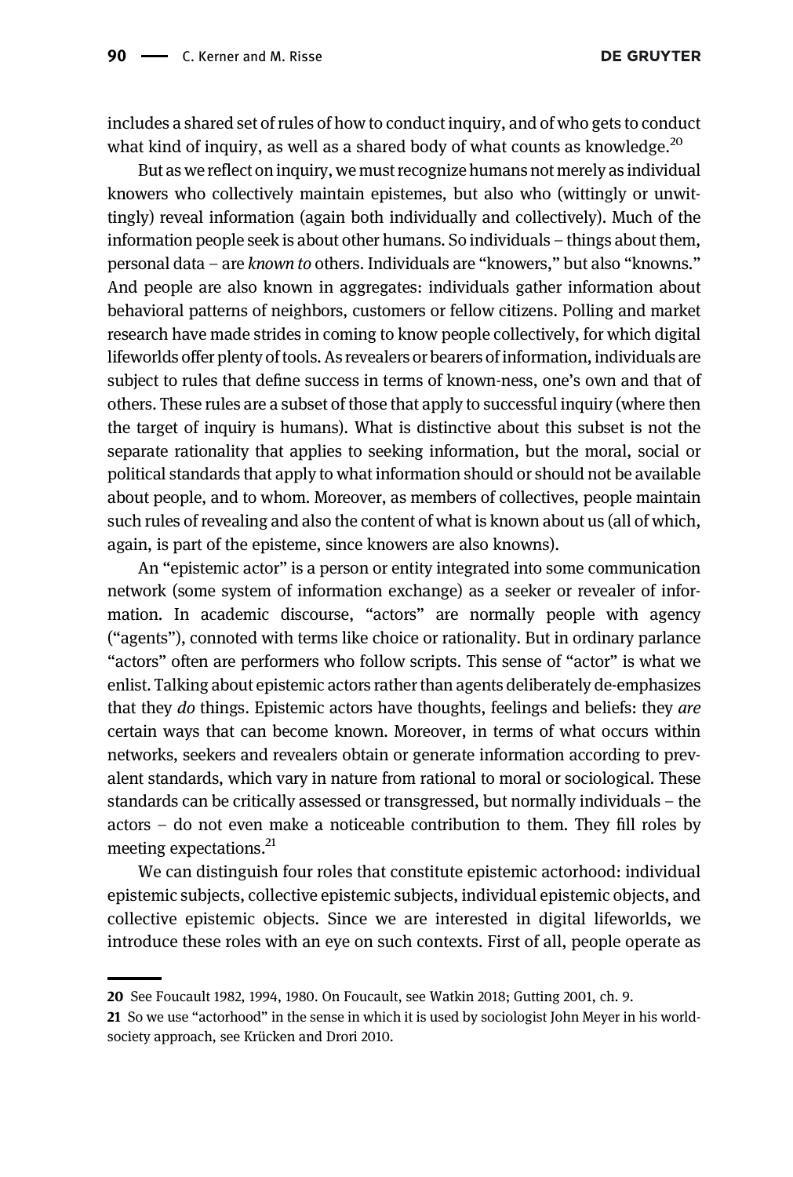includes a shared set of rules of how to conduct inquiry, and of who gets to conduct what kind of inquiry, as well as a shared body of what counts as knowledge.[20]

But as we reflect on inquiry, we must recognize humans not merely as individual knowers who collectively maintain epistemes, but also who (wittingly or unwittingly) reveal information (again both individually and collectively). Much of the information people seek is about other humans. So individuals – things about them, personal data – are *known to* others. Individuals are "knowers," but also "knowns." And people are also known in aggregates: individuals gather information about behavioral patterns of neighbors, customers or fellow citizens. Polling and market research have made strides in coming to know people collectively, for which digital lifeworlds offer plenty of tools. As revealers or bearers of information, individuals are subject to rules that define success in terms of known-ness, one's own and that of others. These rules are a subset of those that apply to successful inquiry (where then the target of inquiry is humans). What is distinctive about this subset is not the separate rationality that applies to seeking information, but the moral, social or political standards that apply to what information should or should not be available about people, and to whom. Moreover, as members of collectives, people maintain such rules of revealing and also the content of what is known about us (all of which, again, is part of the episteme, since knowers are also knowns).

An "epistemic actor" is a person or entity integrated into some communication network (some system of information exchange) as a seeker or revealer of information. In academic discourse, "actors" are normally people with agency ("agents"), connoted with terms like choice or rationality. But in ordinary parlance "actors" often are performers who follow scripts. This sense of "actor" is what we enlist. Talking about epistemic actors rather than agents deliberately de-emphasizes that they *do* things. Epistemic actors have thoughts, feelings and beliefs: they *are* certain ways that can become known. Moreover, in terms of what occurs within networks, seekers and revealers obtain or generate information according to prevalent standards, which vary in nature from rational to moral or sociological. These standards can be critically assessed or transgressed, but normally individuals – the actors – do not even make a noticeable contribution to them. They fill roles by meeting expectations.[21]

We can distinguish four roles that constitute epistemic actorhood: individual epistemic subjects, collective epistemic subjects, individual epistemic objects, and collective epistemic objects. Since we are interested in digital lifeworlds, we introduce these roles with an eye on such contexts. First of all, people operate as

---

20 See Foucault 1982, 1994, 1980. On Foucault, see Watkin 2018; Gutting 2001, ch. 9.

21 So we use "actorhood" in the sense in which it is used by sociologist John Meyer in his world-society approach, see Krücken and Drori 2010.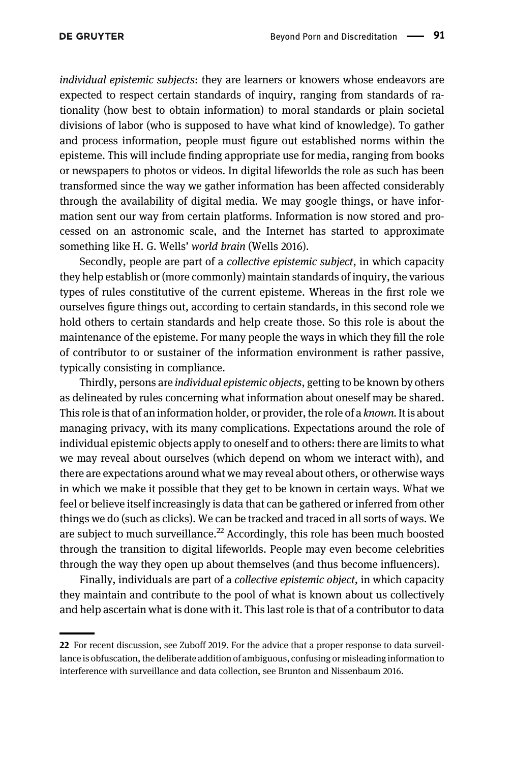*individual epistemic subjects*: they are learners or knowers whose endeavors are expected to respect certain standards of inquiry, ranging from standards of rationality (how best to obtain information) to moral standards or plain societal divisions of labor (who is supposed to have what kind of knowledge). To gather and process information, people must figure out established norms within the episteme. This will include finding appropriate use for media, ranging from books or newspapers to photos or videos. In digital lifeworlds the role as such has been transformed since the way we gather information has been affected considerably through the availability of digital media. We may google things, or have information sent our way from certain platforms. Information is now stored and processed on an astronomic scale, and the Internet has started to approximate something like H. G. Wells' *world brain* (Wells 2016).

Secondly, people are part of a *collective epistemic subject*, in which capacity they help establish or (more commonly) maintain standards of inquiry, the various types of rules constitutive of the current episteme. Whereas in the first role we ourselves figure things out, according to certain standards, in this second role we hold others to certain standards and help create those. So this role is about the maintenance of the episteme. For many people the ways in which they fill the role of contributor to or sustainer of the information environment is rather passive, typically consisting in compliance.

Thirdly, persons are *individual epistemic objects*, getting to be known by others as delineated by rules concerning what information about oneself may be shared. This role is that of an information holder, or provider, the role of a *known*. It is about managing privacy, with its many complications. Expectations around the role of individual epistemic objects apply to oneself and to others: there are limits to what we may reveal about ourselves (which depend on whom we interact with), and there are expectations around what we may reveal about others, or otherwise ways in which we make it possible that they get to be known in certain ways. What we feel or believe itself increasingly is data that can be gathered or inferred from other things we do (such as clicks). We can be tracked and traced in all sorts of ways. We are subject to much surveillance.[22] Accordingly, this role has been much boosted through the transition to digital lifeworlds. People may even become celebrities through the way they open up about themselves (and thus become influencers).

Finally, individuals are part of a *collective epistemic object*, in which capacity they maintain and contribute to the pool of what is known about us collectively and help ascertain what is done with it. This last role is that of a contributor to data

---

22 For recent discussion, see Zuboff 2019. For the advice that a proper response to data surveillance is obfuscation, the deliberate addition of ambiguous, confusing or misleading information to interference with surveillance and data collection, see Brunton and Nissenbaum 2016.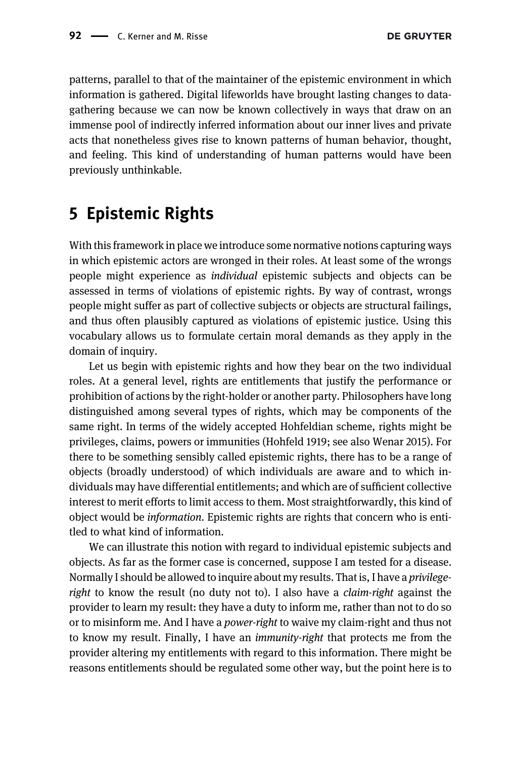patterns, parallel to that of the maintainer of the epistemic environment in which information is gathered. Digital lifeworlds have brought lasting changes to data-gathering because we can now be known collectively in ways that draw on an immense pool of indirectly inferred information about our inner lives and private acts that nonetheless gives rise to known patterns of human behavior, thought, and feeling. This kind of understanding of human patterns would have been previously unthinkable.

## 5 Epistemic Rights

With this framework in place we introduce some normative notions capturing ways in which epistemic actors are wronged in their roles. At least some of the wrongs people might experience as *individual* epistemic subjects and objects can be assessed in terms of violations of epistemic rights. By way of contrast, wrongs people might suffer as part of collective subjects or objects are structural failings, and thus often plausibly captured as violations of epistemic justice. Using this vocabulary allows us to formulate certain moral demands as they apply in the domain of inquiry.

Let us begin with epistemic rights and how they bear on the two individual roles. At a general level, rights are entitlements that justify the performance or prohibition of actions by the right-holder or another party. Philosophers have long distinguished among several types of rights, which may be components of the same right. In terms of the widely accepted Hohfeldian scheme, rights might be privileges, claims, powers or immunities (Hohfeld 1919; see also Wenar 2015). For there to be something sensibly called epistemic rights, there has to be a range of objects (broadly understood) of which individuals are aware and to which individuals may have differential entitlements; and which are of sufficient collective interest to merit efforts to limit access to them. Most straightforwardly, this kind of object would be *information*. Epistemic rights are rights that concern who is entitled to what kind of information.

We can illustrate this notion with regard to individual epistemic subjects and objects. As far as the former case is concerned, suppose I am tested for a disease. Normally I should be allowed to inquire about my results. That is, I have a *privilege-right* to know the result (no duty not to). I also have a *claim-right* against the provider to learn my result: they have a duty to inform me, rather than not to do so or to misinform me. And I have a *power-right* to waive my claim-right and thus not to know my result. Finally, I have an *immunity-right* that protects me from the provider altering my entitlements with regard to this information. There might be reasons entitlements should be regulated some other way, but the point here is to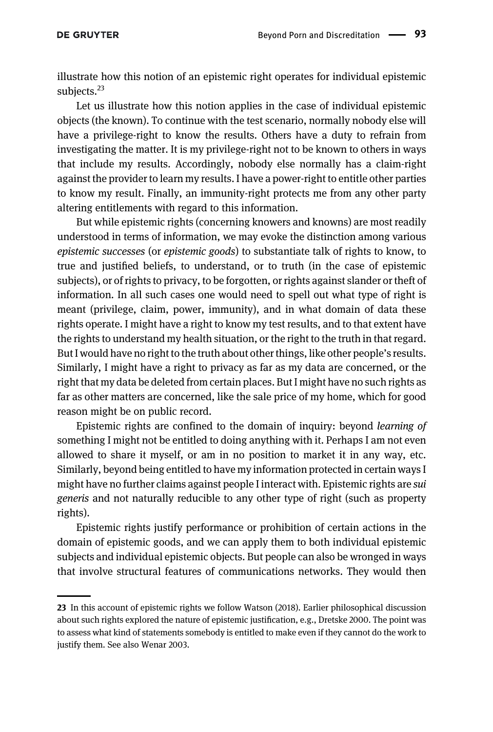illustrate how this notion of an epistemic right operates for individual epistemic subjects.[23]

Let us illustrate how this notion applies in the case of individual epistemic objects (the known). To continue with the test scenario, normally nobody else will have a privilege-right to know the results. Others have a duty to refrain from investigating the matter. It is my privilege-right not to be known to others in ways that include my results. Accordingly, nobody else normally has a claim-right against the provider to learn my results. I have a power-right to entitle other parties to know my result. Finally, an immunity-right protects me from any other party altering entitlements with regard to this information.

But while epistemic rights (concerning knowers and knowns) are most readily understood in terms of information, we may evoke the distinction among various *epistemic successes* (or *epistemic goods*) to substantiate talk of rights to know, to true and justified beliefs, to understand, or to truth (in the case of epistemic subjects), or of rights to privacy, to be forgotten, or rights against slander or theft of information. In all such cases one would need to spell out what type of right is meant (privilege, claim, power, immunity), and in what domain of data these rights operate. I might have a right to know my test results, and to that extent have the rights to understand my health situation, or the right to the truth in that regard. But I would have no right to the truth about other things, like other people's results. Similarly, I might have a right to privacy as far as my data are concerned, or the right that my data be deleted from certain places. But I might have no such rights as far as other matters are concerned, like the sale price of my home, which for good reason might be on public record.

Epistemic rights are confined to the domain of inquiry: beyond *learning of* something I might not be entitled to doing anything with it. Perhaps I am not even allowed to share it myself, or am in no position to market it in any way, etc. Similarly, beyond being entitled to have my information protected in certain ways I might have no further claims against people I interact with. Epistemic rights are *sui generis* and not naturally reducible to any other type of right (such as property rights).

Epistemic rights justify performance or prohibition of certain actions in the domain of epistemic goods, and we can apply them to both individual epistemic subjects and individual epistemic objects. But people can also be wronged in ways that involve structural features of communications networks. They would then

---

**23** In this account of epistemic rights we follow Watson (2018). Earlier philosophical discussion about such rights explored the nature of epistemic justification, e.g., Dretske 2000. The point was to assess what kind of statements somebody is entitled to make even if they cannot do the work to justify them. See also Wenar 2003.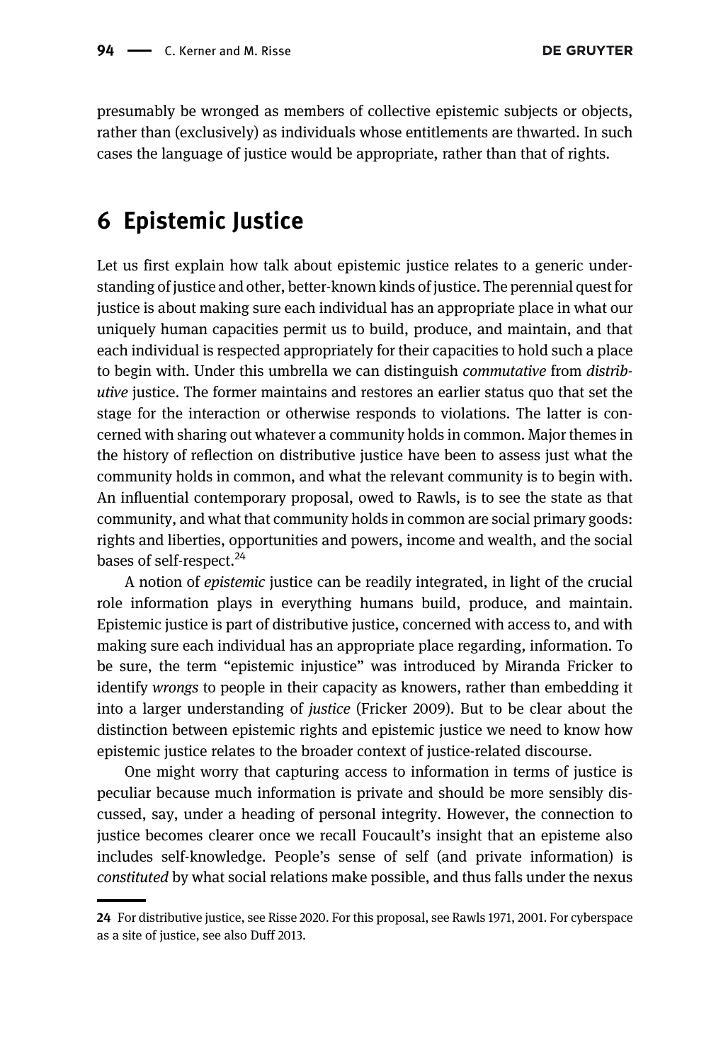presumably be wronged as members of collective epistemic subjects or objects, rather than (exclusively) as individuals whose entitlements are thwarted. In such cases the language of justice would be appropriate, rather than that of rights.

## 6 Epistemic Justice

Let us first explain how talk about epistemic justice relates to a generic understanding of justice and other, better-known kinds of justice. The perennial quest for justice is about making sure each individual has an appropriate place in what our uniquely human capacities permit us to build, produce, and maintain, and that each individual is respected appropriately for their capacities to hold such a place to begin with. Under this umbrella we can distinguish *commutative* from *distributive* justice. The former maintains and restores an earlier status quo that set the stage for the interaction or otherwise responds to violations. The latter is concerned with sharing out whatever a community holds in common. Major themes in the history of reflection on distributive justice have been to assess just what the community holds in common, and what the relevant community is to begin with. An influential contemporary proposal, owed to Rawls, is to see the state as that community, and what that community holds in common are social primary goods: rights and liberties, opportunities and powers, income and wealth, and the social bases of self-respect.[24]

A notion of *epistemic* justice can be readily integrated, in light of the crucial role information plays in everything humans build, produce, and maintain. Epistemic justice is part of distributive justice, concerned with access to, and with making sure each individual has an appropriate place regarding, information. To be sure, the term "epistemic injustice" was introduced by Miranda Fricker to identify *wrongs* to people in their capacity as knowers, rather than embedding it into a larger understanding of *justice* (Fricker 2009). But to be clear about the distinction between epistemic rights and epistemic justice we need to know how epistemic justice relates to the broader context of justice-related discourse.

One might worry that capturing access to information in terms of justice is peculiar because much information is private and should be more sensibly discussed, say, under a heading of personal integrity. However, the connection to justice becomes clearer once we recall Foucault's insight that an episteme also includes self-knowledge. People's sense of self (and private information) is *constituted* by what social relations make possible, and thus falls under the nexus

---

24 For distributive justice, see Risse 2020. For this proposal, see Rawls 1971, 2001. For cyberspace as a site of justice, see also Duff 2013.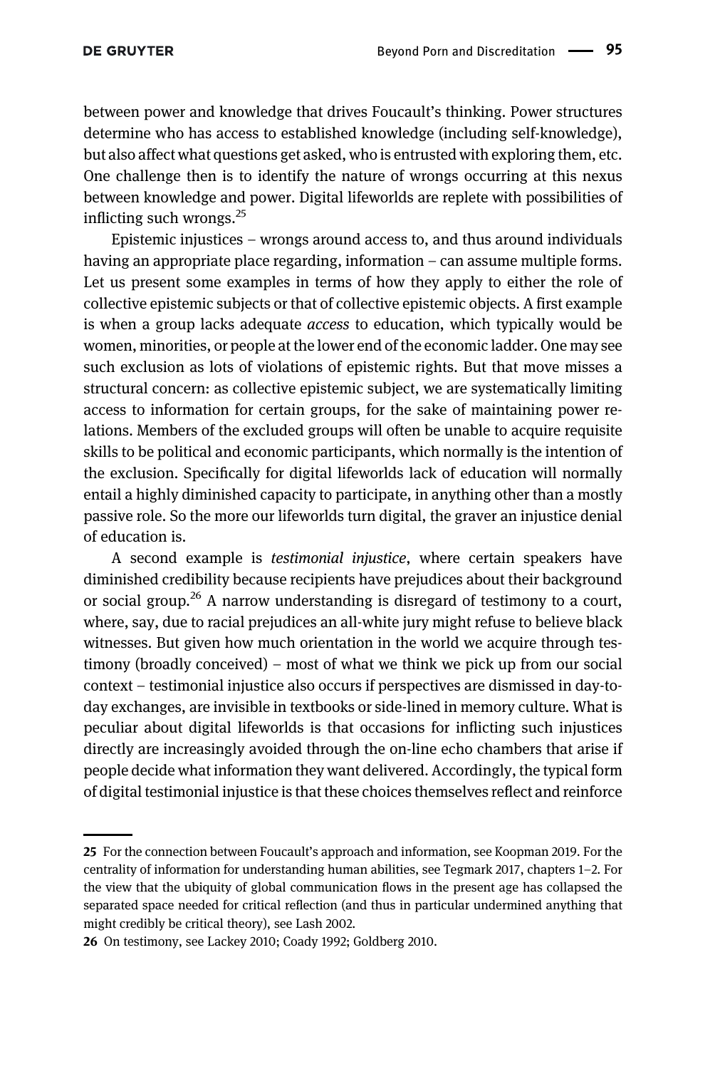between power and knowledge that drives Foucault's thinking. Power structures determine who has access to established knowledge (including self-knowledge), but also affect what questions get asked, who is entrusted with exploring them, etc. One challenge then is to identify the nature of wrongs occurring at this nexus between knowledge and power. Digital lifeworlds are replete with possibilities of inflicting such wrongs.[25]

Epistemic injustices – wrongs around access to, and thus around individuals having an appropriate place regarding, information – can assume multiple forms. Let us present some examples in terms of how they apply to either the role of collective epistemic subjects or that of collective epistemic objects. A first example is when a group lacks adequate *access* to education, which typically would be women, minorities, or people at the lower end of the economic ladder. One may see such exclusion as lots of violations of epistemic rights. But that move misses a structural concern: as collective epistemic subject, we are systematically limiting access to information for certain groups, for the sake of maintaining power relations. Members of the excluded groups will often be unable to acquire requisite skills to be political and economic participants, which normally is the intention of the exclusion. Specifically for digital lifeworlds lack of education will normally entail a highly diminished capacity to participate, in anything other than a mostly passive role. So the more our lifeworlds turn digital, the graver an injustice denial of education is.

A second example is *testimonial injustice*, where certain speakers have diminished credibility because recipients have prejudices about their background or social group.[26] A narrow understanding is disregard of testimony to a court, where, say, due to racial prejudices an all-white jury might refuse to believe black witnesses. But given how much orientation in the world we acquire through testimony (broadly conceived) – most of what we think we pick up from our social context – testimonial injustice also occurs if perspectives are dismissed in day-to-day exchanges, are invisible in textbooks or side-lined in memory culture. What is peculiar about digital lifeworlds is that occasions for inflicting such injustices directly are increasingly avoided through the on-line echo chambers that arise if people decide what information they want delivered. Accordingly, the typical form of digital testimonial injustice is that these choices themselves reflect and reinforce

---

25 For the connection between Foucault's approach and information, see Koopman 2019. For the centrality of information for understanding human abilities, see Tegmark 2017, chapters 1–2. For the view that the ubiquity of global communication flows in the present age has collapsed the separated space needed for critical reflection (and thus in particular undermined anything that might credibly be critical theory), see Lash 2002.

26 On testimony, see Lackey 2010; Coady 1992; Goldberg 2010.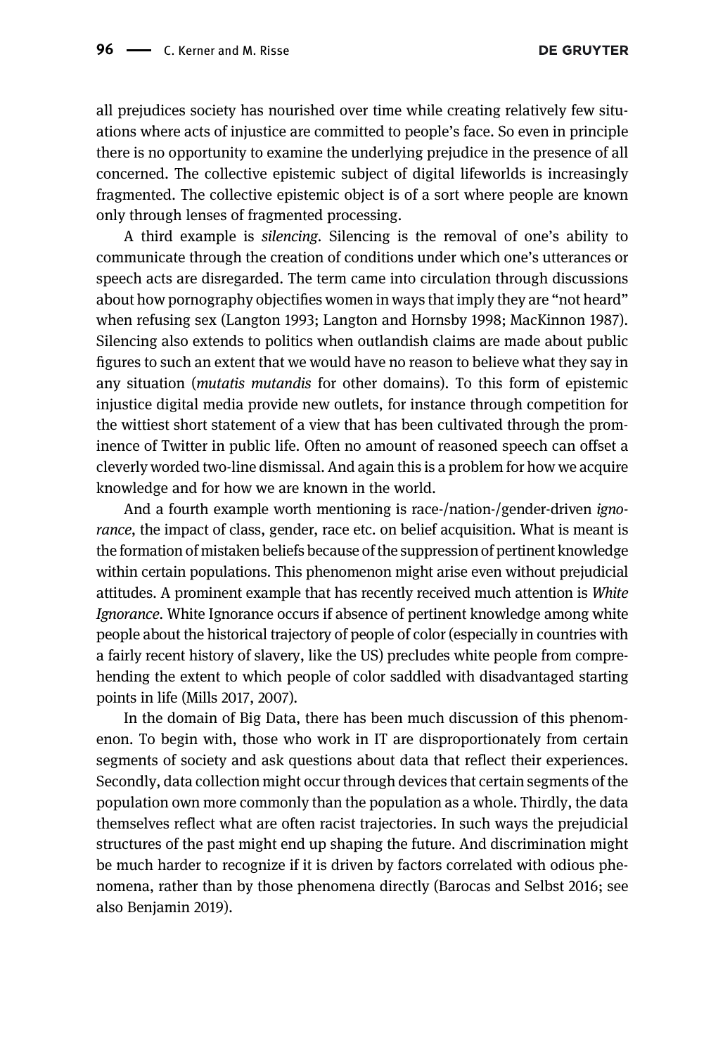all prejudices society has nourished over time while creating relatively few situations where acts of injustice are committed to people's face. So even in principle there is no opportunity to examine the underlying prejudice in the presence of all concerned. The collective epistemic subject of digital lifeworlds is increasingly fragmented. The collective epistemic object is of a sort where people are known only through lenses of fragmented processing.

A third example is *silencing*. Silencing is the removal of one's ability to communicate through the creation of conditions under which one's utterances or speech acts are disregarded. The term came into circulation through discussions about how pornography objectifies women in ways that imply they are "not heard" when refusing sex (Langton 1993; Langton and Hornsby 1998; MacKinnon 1987). Silencing also extends to politics when outlandish claims are made about public figures to such an extent that we would have no reason to believe what they say in any situation (*mutatis mutandis* for other domains). To this form of epistemic injustice digital media provide new outlets, for instance through competition for the wittiest short statement of a view that has been cultivated through the prominence of Twitter in public life. Often no amount of reasoned speech can offset a cleverly worded two-line dismissal. And again this is a problem for how we acquire knowledge and for how we are known in the world.

And a fourth example worth mentioning is race-/nation-/gender-driven *ignorance*, the impact of class, gender, race etc. on belief acquisition. What is meant is the formation of mistaken beliefs because of the suppression of pertinent knowledge within certain populations. This phenomenon might arise even without prejudicial attitudes. A prominent example that has recently received much attention is *White Ignorance*. White Ignorance occurs if absence of pertinent knowledge among white people about the historical trajectory of people of color (especially in countries with a fairly recent history of slavery, like the US) precludes white people from comprehending the extent to which people of color saddled with disadvantaged starting points in life (Mills 2017, 2007).

In the domain of Big Data, there has been much discussion of this phenomenon. To begin with, those who work in IT are disproportionately from certain segments of society and ask questions about data that reflect their experiences. Secondly, data collection might occur through devices that certain segments of the population own more commonly than the population as a whole. Thirdly, the data themselves reflect what are often racist trajectories. In such ways the prejudicial structures of the past might end up shaping the future. And discrimination might be much harder to recognize if it is driven by factors correlated with odious phenomena, rather than by those phenomena directly (Barocas and Selbst 2016; see also Benjamin 2019).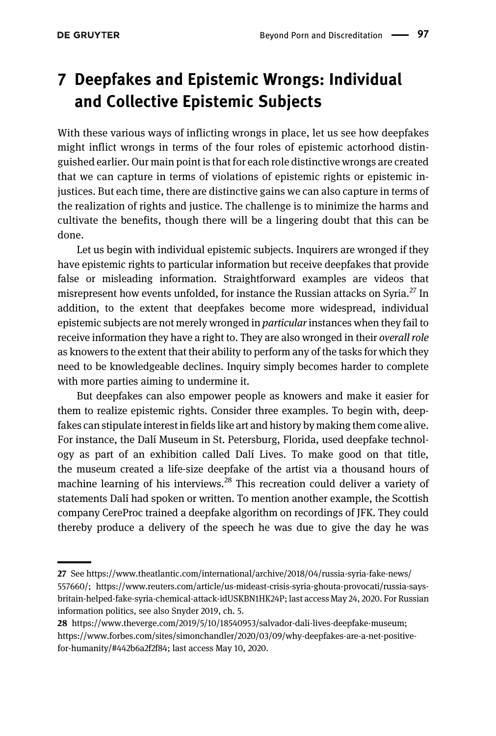# 7 Deepfakes and Epistemic Wrongs: Individual and Collective Epistemic Subjects

With these various ways of inflicting wrongs in place, let us see how deepfakes might inflict wrongs in terms of the four roles of epistemic actorhood distinguished earlier. Our main point is that for each role distinctive wrongs are created that we can capture in terms of violations of epistemic rights or epistemic injustices. But each time, there are distinctive gains we can also capture in terms of the realization of rights and justice. The challenge is to minimize the harms and cultivate the benefits, though there will be a lingering doubt that this can be done.

Let us begin with individual epistemic subjects. Inquirers are wronged if they have epistemic rights to particular information but receive deepfakes that provide false or misleading information. Straightforward examples are videos that misrepresent how events unfolded, for instance the Russian attacks on Syria.[27] In addition, to the extent that deepfakes become more widespread, individual epistemic subjects are not merely wronged in *particular* instances when they fail to receive information they have a right to. They are also wronged in their *overall role* as knowers to the extent that their ability to perform any of the tasks for which they need to be knowledgeable declines. Inquiry simply becomes harder to complete with more parties aiming to undermine it.

But deepfakes can also empower people as knowers and make it easier for them to realize epistemic rights. Consider three examples. To begin with, deepfakes can stipulate interest in fields like art and history by making them come alive. For instance, the Dalí Museum in St. Petersburg, Florida, used deepfake technology as part of an exhibition called Dalí Lives. To make good on that title, the museum created a life-size deepfake of the artist via a thousand hours of machine learning of his interviews.[28] This recreation could deliver a variety of statements Dalí had spoken or written. To mention another example, the Scottish company CereProc trained a deepfake algorithm on recordings of JFK. They could thereby produce a delivery of the speech he was due to give the day he was

---

**27** See https://www.theatlantic.com/international/archive/2018/04/russia-syria-fake-news/557660/; https://www.reuters.com/article/us-mideast-crisis-syria-ghouta-provocati/russia-says-britain-helped-fake-syria-chemical-attack-idUSKBN1HK24P; last access May 24, 2020. For Russian information politics, see also Snyder 2019, ch. 5.

**28** https://www.theverge.com/2019/5/10/18540953/salvador-dali-lives-deepfake-museum; https://www.forbes.com/sites/simonchandler/2020/03/09/why-deepfakes-are-a-net-positive-for-humanity/#442b6a2f2f84; last access May 10, 2020.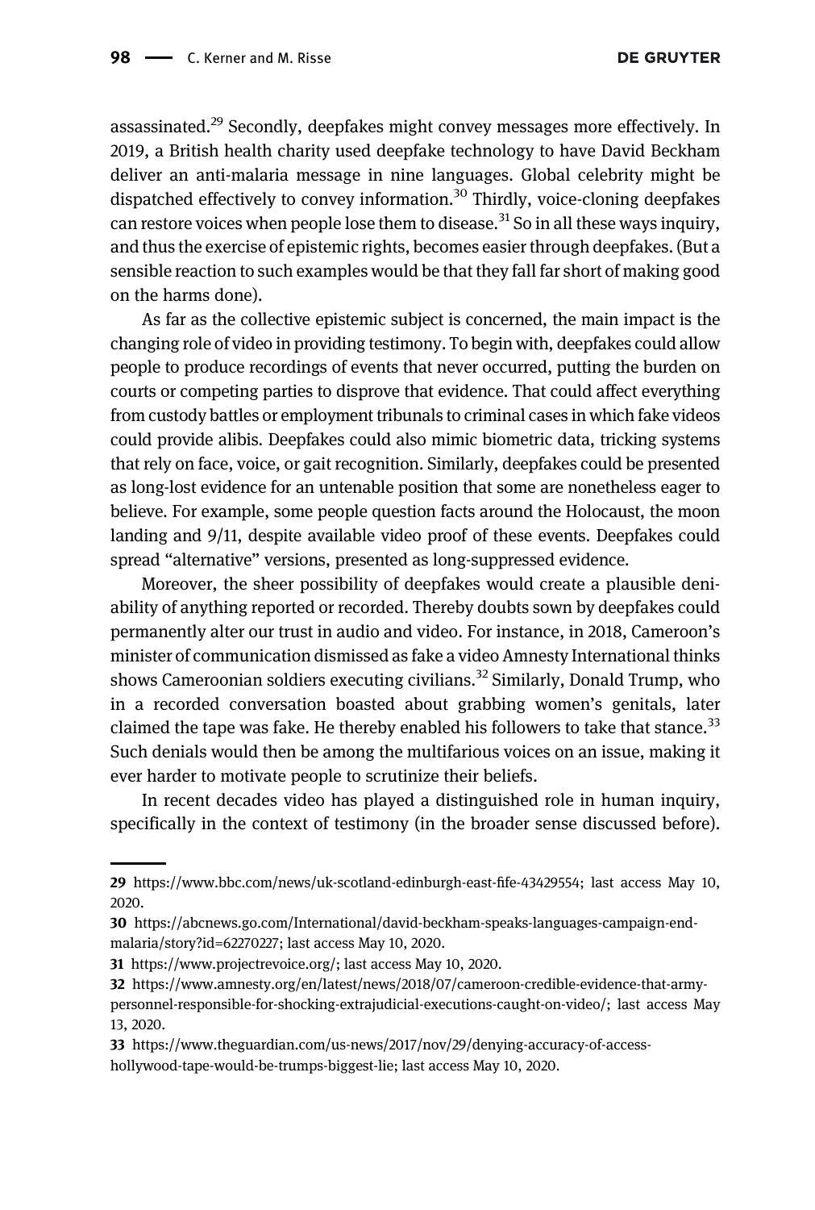assassinated.[29] Secondly, deepfakes might convey messages more effectively. In 2019, a British health charity used deepfake technology to have David Beckham deliver an anti-malaria message in nine languages. Global celebrity might be dispatched effectively to convey information.[30] Thirdly, voice-cloning deepfakes can restore voices when people lose them to disease.[31] So in all these ways inquiry, and thus the exercise of epistemic rights, becomes easier through deepfakes. (But a sensible reaction to such examples would be that they fall far short of making good on the harms done).

As far as the collective epistemic subject is concerned, the main impact is the changing role of video in providing testimony. To begin with, deepfakes could allow people to produce recordings of events that never occurred, putting the burden on courts or competing parties to disprove that evidence. That could affect everything from custody battles or employment tribunals to criminal cases in which fake videos could provide alibis. Deepfakes could also mimic biometric data, tricking systems that rely on face, voice, or gait recognition. Similarly, deepfakes could be presented as long-lost evidence for an untenable position that some are nonetheless eager to believe. For example, some people question facts around the Holocaust, the moon landing and 9/11, despite available video proof of these events. Deepfakes could spread "alternative" versions, presented as long-suppressed evidence.

Moreover, the sheer possibility of deepfakes would create a plausible deniability of anything reported or recorded. Thereby doubts sown by deepfakes could permanently alter our trust in audio and video. For instance, in 2018, Cameroon's minister of communication dismissed as fake a video Amnesty International thinks shows Cameroonian soldiers executing civilians.[32] Similarly, Donald Trump, who in a recorded conversation boasted about grabbing women's genitals, later claimed the tape was fake. He thereby enabled his followers to take that stance.[33] Such denials would then be among the multifarious voices on an issue, making it ever harder to motivate people to scrutinize their beliefs.

In recent decades video has played a distinguished role in human inquiry, specifically in the context of testimony (in the broader sense discussed before).

---

29 https://www.bbc.com/news/uk-scotland-edinburgh-east-fife-43429554; last access May 10, 2020.

30 https://abcnews.go.com/International/david-beckham-speaks-languages-campaign-end-malaria/story?id=62270227; last access May 10, 2020.

31 https://www.projectrevoice.org/; last access May 10, 2020.

32 https://www.amnesty.org/en/latest/news/2018/07/cameroon-credible-evidence-that-army-personnel-responsible-for-shocking-extrajudicial-executions-caught-on-video/; last access May 13, 2020.

33 https://www.theguardian.com/us-news/2017/nov/29/denying-accuracy-of-access-hollywood-tape-would-be-trumps-biggest-lie; last access May 10, 2020.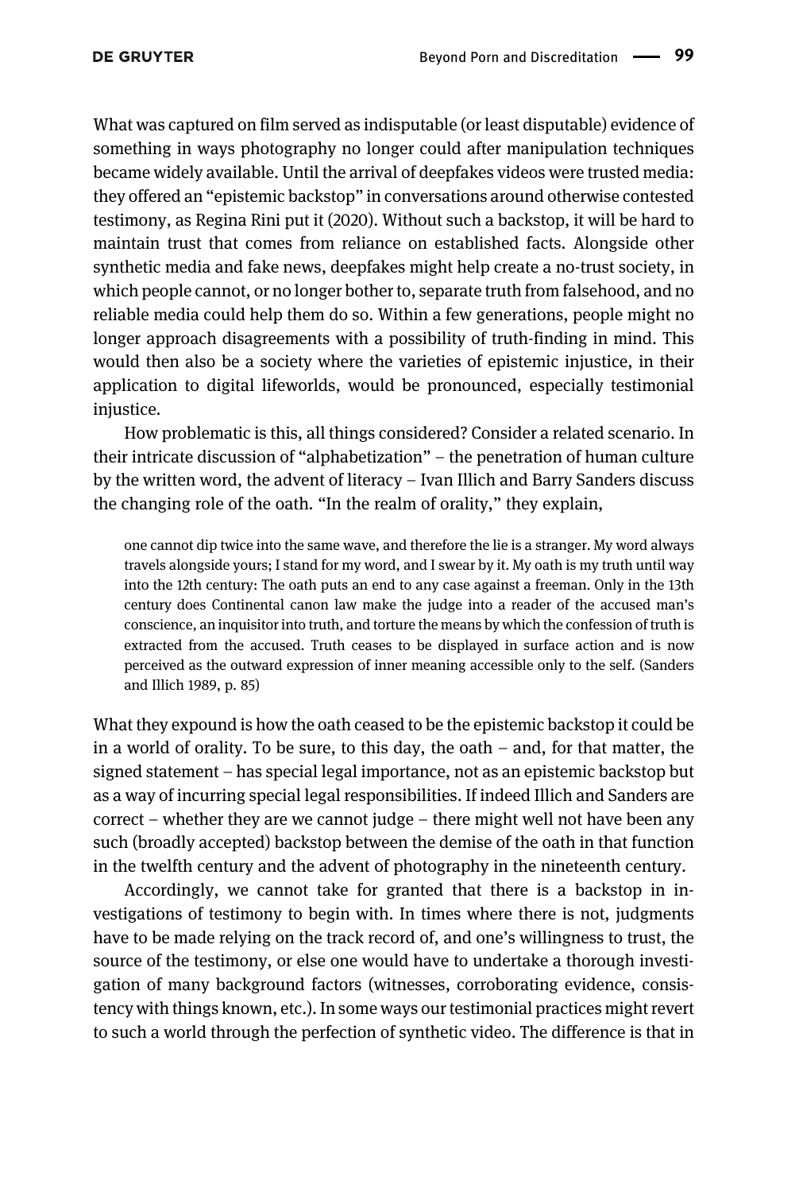What was captured on film served as indisputable (or least disputable) evidence of something in ways photography no longer could after manipulation techniques became widely available. Until the arrival of deepfakes videos were trusted media: they offered an "epistemic backstop" in conversations around otherwise contested testimony, as Regina Rini put it (2020). Without such a backstop, it will be hard to maintain trust that comes from reliance on established facts. Alongside other synthetic media and fake news, deepfakes might help create a no-trust society, in which people cannot, or no longer bother to, separate truth from falsehood, and no reliable media could help them do so. Within a few generations, people might no longer approach disagreements with a possibility of truth-finding in mind. This would then also be a society where the varieties of epistemic injustice, in their application to digital lifeworlds, would be pronounced, especially testimonial injustice.

How problematic is this, all things considered? Consider a related scenario. In their intricate discussion of "alphabetization" – the penetration of human culture by the written word, the advent of literacy – Ivan Illich and Barry Sanders discuss the changing role of the oath. "In the realm of orality," they explain,

> one cannot dip twice into the same wave, and therefore the lie is a stranger. My word always travels alongside yours; I stand for my word, and I swear by it. My oath is my truth until way into the 12th century: The oath puts an end to any case against a freeman. Only in the 13th century does Continental canon law make the judge into a reader of the accused man's conscience, an inquisitor into truth, and torture the means by which the confession of truth is extracted from the accused. Truth ceases to be displayed in surface action and is now perceived as the outward expression of inner meaning accessible only to the self. (Sanders and Illich 1989, p. 85)

What they expound is how the oath ceased to be the epistemic backstop it could be in a world of orality. To be sure, to this day, the oath – and, for that matter, the signed statement – has special legal importance, not as an epistemic backstop but as a way of incurring special legal responsibilities. If indeed Illich and Sanders are correct – whether they are we cannot judge – there might well not have been any such (broadly accepted) backstop between the demise of the oath in that function in the twelfth century and the advent of photography in the nineteenth century.

Accordingly, we cannot take for granted that there is a backstop in investigations of testimony to begin with. In times where there is not, judgments have to be made relying on the track record of, and one's willingness to trust, the source of the testimony, or else one would have to undertake a thorough investigation of many background factors (witnesses, corroborating evidence, consistency with things known, etc.). In some ways our testimonial practices might revert to such a world through the perfection of synthetic video. The difference is that in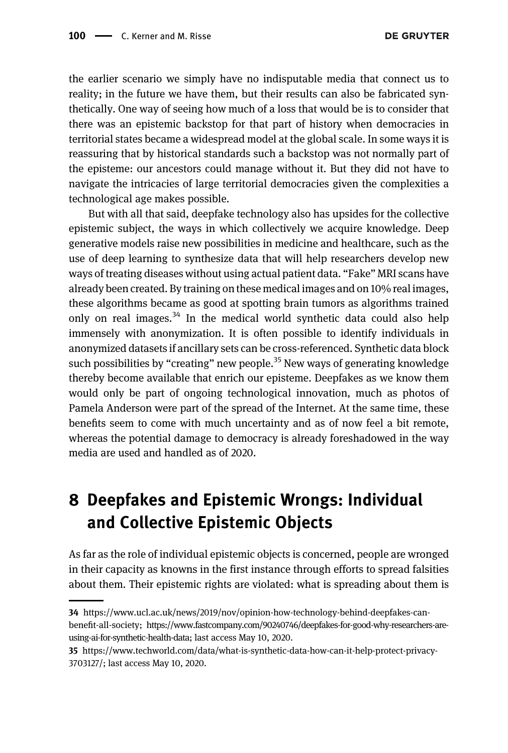the earlier scenario we simply have no indisputable media that connect us to reality; in the future we have them, but their results can also be fabricated synthetically. One way of seeing how much of a loss that would be is to consider that there was an epistemic backstop for that part of history when democracies in territorial states became a widespread model at the global scale. In some ways it is reassuring that by historical standards such a backstop was not normally part of the episteme: our ancestors could manage without it. But they did not have to navigate the intricacies of large territorial democracies given the complexities a technological age makes possible.

But with all that said, deepfake technology also has upsides for the collective epistemic subject, the ways in which collectively we acquire knowledge. Deep generative models raise new possibilities in medicine and healthcare, such as the use of deep learning to synthesize data that will help researchers develop new ways of treating diseases without using actual patient data. "Fake" MRI scans have already been created. By training on these medical images and on 10% real images, these algorithms became as good at spotting brain tumors as algorithms trained only on real images.[34] In the medical world synthetic data could also help immensely with anonymization. It is often possible to identify individuals in anonymized datasets if ancillary sets can be cross-referenced. Synthetic data block such possibilities by "creating" new people.[35] New ways of generating knowledge thereby become available that enrich our episteme. Deepfakes as we know them would only be part of ongoing technological innovation, much as photos of Pamela Anderson were part of the spread of the Internet. At the same time, these benefits seem to come with much uncertainty and as of now feel a bit remote, whereas the potential damage to democracy is already foreshadowed in the way media are used and handled as of 2020.

## 8 Deepfakes and Epistemic Wrongs: Individual and Collective Epistemic Objects

As far as the role of individual epistemic objects is concerned, people are wronged in their capacity as knowns in the first instance through efforts to spread falsities about them. Their epistemic rights are violated: what is spreading about them is

---

34 https://www.ucl.ac.uk/news/2019/nov/opinion-how-technology-behind-deepfakes-can-benefit-all-society; https://www.fastcompany.com/90240746/deepfakes-for-good-why-researchers-are-using-ai-for-synthetic-health-data; last access May 10, 2020.

35 https://www.techworld.com/data/what-is-synthetic-data-how-can-it-help-protect-privacy-3703127/; last access May 10, 2020.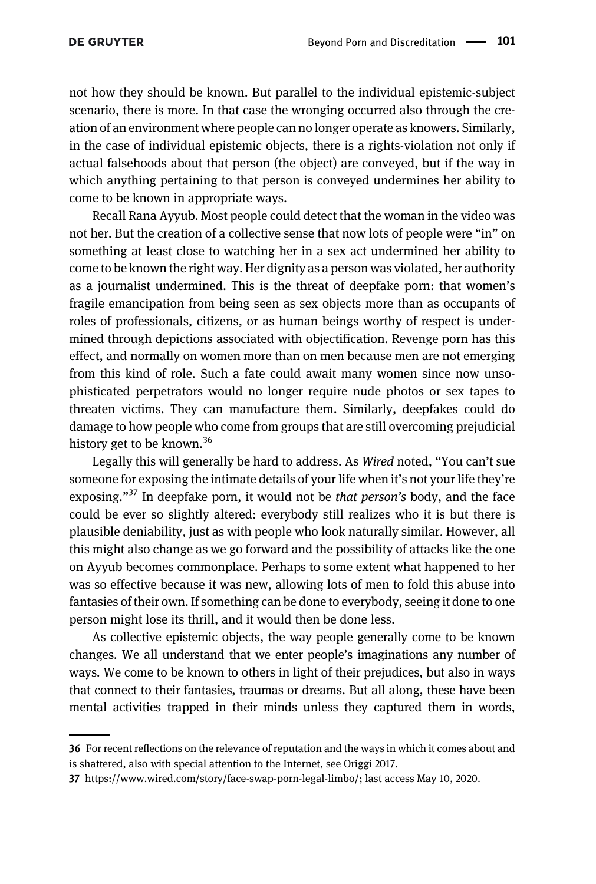not how they should be known. But parallel to the individual epistemic-subject scenario, there is more. In that case the wronging occurred also through the creation of an environment where people can no longer operate as knowers. Similarly, in the case of individual epistemic objects, there is a rights-violation not only if actual falsehoods about that person (the object) are conveyed, but if the way in which anything pertaining to that person is conveyed undermines her ability to come to be known in appropriate ways.

Recall Rana Ayyub. Most people could detect that the woman in the video was not her. But the creation of a collective sense that now lots of people were "in" on something at least close to watching her in a sex act undermined her ability to come to be known the right way. Her dignity as a person was violated, her authority as a journalist undermined. This is the threat of deepfake porn: that women's fragile emancipation from being seen as sex objects more than as occupants of roles of professionals, citizens, or as human beings worthy of respect is undermined through depictions associated with objectification. Revenge porn has this effect, and normally on women more than on men because men are not emerging from this kind of role. Such a fate could await many women since now unsophisticated perpetrators would no longer require nude photos or sex tapes to threaten victims. They can manufacture them. Similarly, deepfakes could do damage to how people who come from groups that are still overcoming prejudicial history get to be known.[36]

Legally this will generally be hard to address. As *Wired* noted, "You can't sue someone for exposing the intimate details of your life when it's not your life they're exposing."[37] In deepfake porn, it would not be *that person's* body, and the face could be ever so slightly altered: everybody still realizes who it is but there is plausible deniability, just as with people who look naturally similar. However, all this might also change as we go forward and the possibility of attacks like the one on Ayyub becomes commonplace. Perhaps to some extent what happened to her was so effective because it was new, allowing lots of men to fold this abuse into fantasies of their own. If something can be done to everybody, seeing it done to one person might lose its thrill, and it would then be done less.

As collective epistemic objects, the way people generally come to be known changes. We all understand that we enter people's imaginations any number of ways. We come to be known to others in light of their prejudices, but also in ways that connect to their fantasies, traumas or dreams. But all along, these have been mental activities trapped in their minds unless they captured them in words,

---

36 For recent reflections on the relevance of reputation and the ways in which it comes about and is shattered, also with special attention to the Internet, see Origgi 2017.

37 https://www.wired.com/story/face-swap-porn-legal-limbo/; last access May 10, 2020.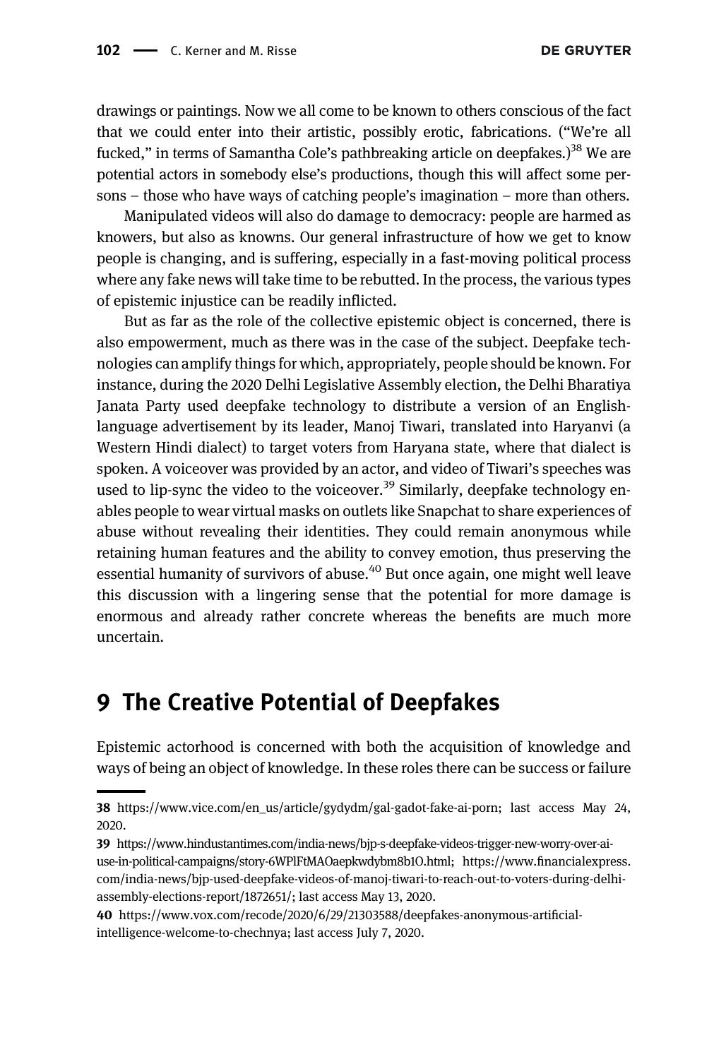drawings or paintings. Now we all come to be known to others conscious of the fact that we could enter into their artistic, possibly erotic, fabrications. ("We're all fucked," in terms of Samantha Cole's pathbreaking article on deepfakes.)[38] We are potential actors in somebody else's productions, though this will affect some persons – those who have ways of catching people's imagination – more than others.

Manipulated videos will also do damage to democracy: people are harmed as knowers, but also as knowns. Our general infrastructure of how we get to know people is changing, and is suffering, especially in a fast-moving political process where any fake news will take time to be rebutted. In the process, the various types of epistemic injustice can be readily inflicted.

But as far as the role of the collective epistemic object is concerned, there is also empowerment, much as there was in the case of the subject. Deepfake technologies can amplify things for which, appropriately, people should be known. For instance, during the 2020 Delhi Legislative Assembly election, the Delhi Bharatiya Janata Party used deepfake technology to distribute a version of an English-language advertisement by its leader, Manoj Tiwari, translated into Haryanvi (a Western Hindi dialect) to target voters from Haryana state, where that dialect is spoken. A voiceover was provided by an actor, and video of Tiwari's speeches was used to lip-sync the video to the voiceover.[39] Similarly, deepfake technology enables people to wear virtual masks on outlets like Snapchat to share experiences of abuse without revealing their identities. They could remain anonymous while retaining human features and the ability to convey emotion, thus preserving the essential humanity of survivors of abuse.[40] But once again, one might well leave this discussion with a lingering sense that the potential for more damage is enormous and already rather concrete whereas the benefits are much more uncertain.

## 9 The Creative Potential of Deepfakes

Epistemic actorhood is concerned with both the acquisition of knowledge and ways of being an object of knowledge. In these roles there can be success or failure

38 https://www.vice.com/en_us/article/gydydm/gal-gadot-fake-ai-porn; last access May 24, 2020.

39 https://www.hindustantimes.com/india-news/bjp-s-deepfake-videos-trigger-new-worry-over-ai-use-in-political-campaigns/story-6WPlFtMAOaepkwdybm8b1O.html; https://www.financialexpress.com/india-news/bjp-used-deepfake-videos-of-manoj-tiwari-to-reach-out-to-voters-during-delhi-assembly-elections-report/1872651/; last access May 13, 2020.

40 https://www.vox.com/recode/2020/6/29/21303588/deepfakes-anonymous-artificial-intelligence-welcome-to-chechnya; last access July 7, 2020.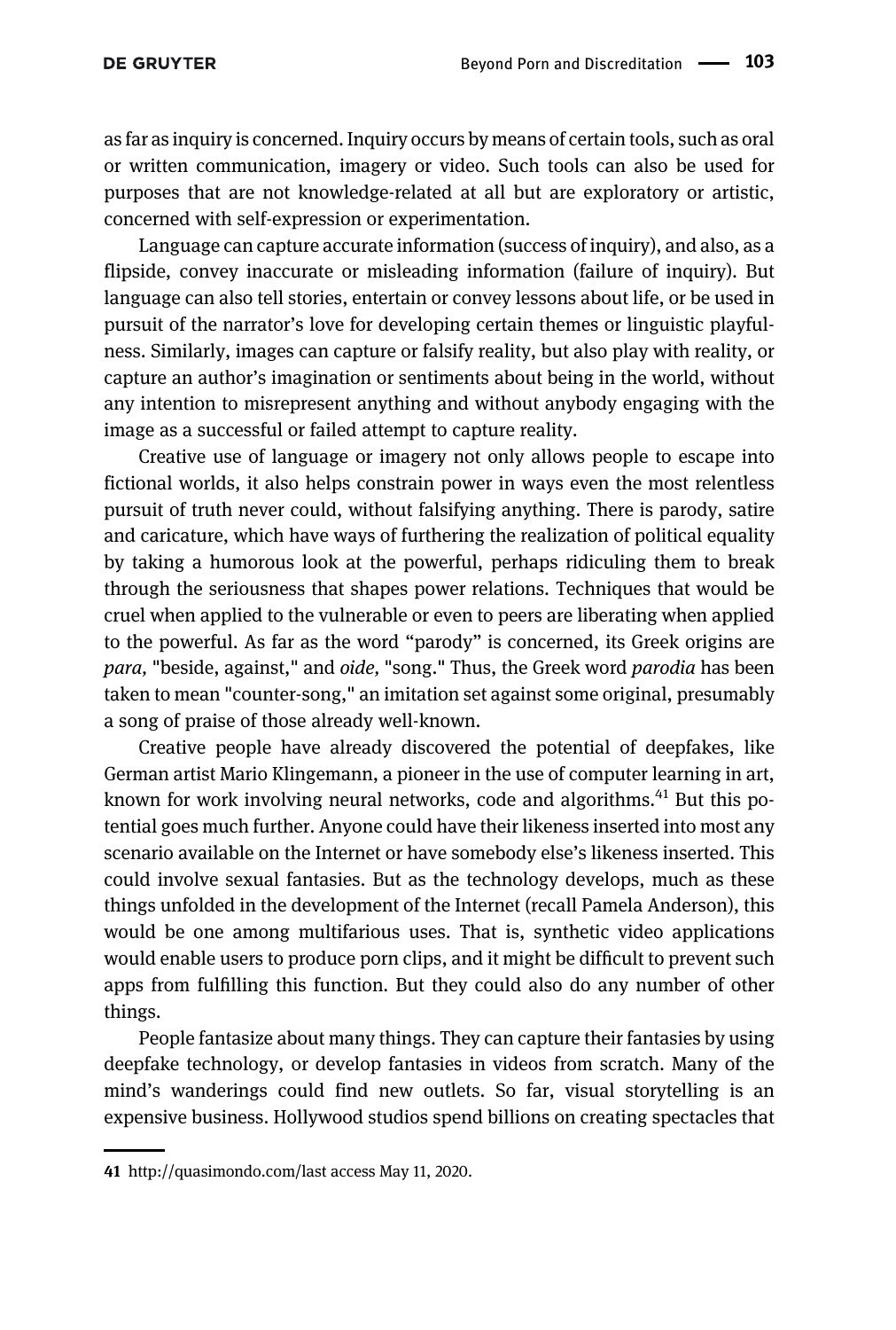as far as inquiry is concerned. Inquiry occurs by means of certain tools, such as oral or written communication, imagery or video. Such tools can also be used for purposes that are not knowledge-related at all but are exploratory or artistic, concerned with self-expression or experimentation.

Language can capture accurate information (success of inquiry), and also, as a flipside, convey inaccurate or misleading information (failure of inquiry). But language can also tell stories, entertain or convey lessons about life, or be used in pursuit of the narrator's love for developing certain themes or linguistic playfulness. Similarly, images can capture or falsify reality, but also play with reality, or capture an author's imagination or sentiments about being in the world, without any intention to misrepresent anything and without anybody engaging with the image as a successful or failed attempt to capture reality.

Creative use of language or imagery not only allows people to escape into fictional worlds, it also helps constrain power in ways even the most relentless pursuit of truth never could, without falsifying anything. There is parody, satire and caricature, which have ways of furthering the realization of political equality by taking a humorous look at the powerful, perhaps ridiculing them to break through the seriousness that shapes power relations. Techniques that would be cruel when applied to the vulnerable or even to peers are liberating when applied to the powerful. As far as the word "parody" is concerned, its Greek origins are *para,* "beside, against," and *oide,* "song." Thus, the Greek word *parodia* has been taken to mean "counter-song," an imitation set against some original, presumably a song of praise of those already well-known.

Creative people have already discovered the potential of deepfakes, like German artist Mario Klingemann, a pioneer in the use of computer learning in art, known for work involving neural networks, code and algorithms.[41] But this potential goes much further. Anyone could have their likeness inserted into most any scenario available on the Internet or have somebody else's likeness inserted. This could involve sexual fantasies. But as the technology develops, much as these things unfolded in the development of the Internet (recall Pamela Anderson), this would be one among multifarious uses. That is, synthetic video applications would enable users to produce porn clips, and it might be difficult to prevent such apps from fulfilling this function. But they could also do any number of other things.

People fantasize about many things. They can capture their fantasies by using deepfake technology, or develop fantasies in videos from scratch. Many of the mind's wanderings could find new outlets. So far, visual storytelling is an expensive business. Hollywood studios spend billions on creating spectacles that

---

41 http://quasimondo.com/last access May 11, 2020.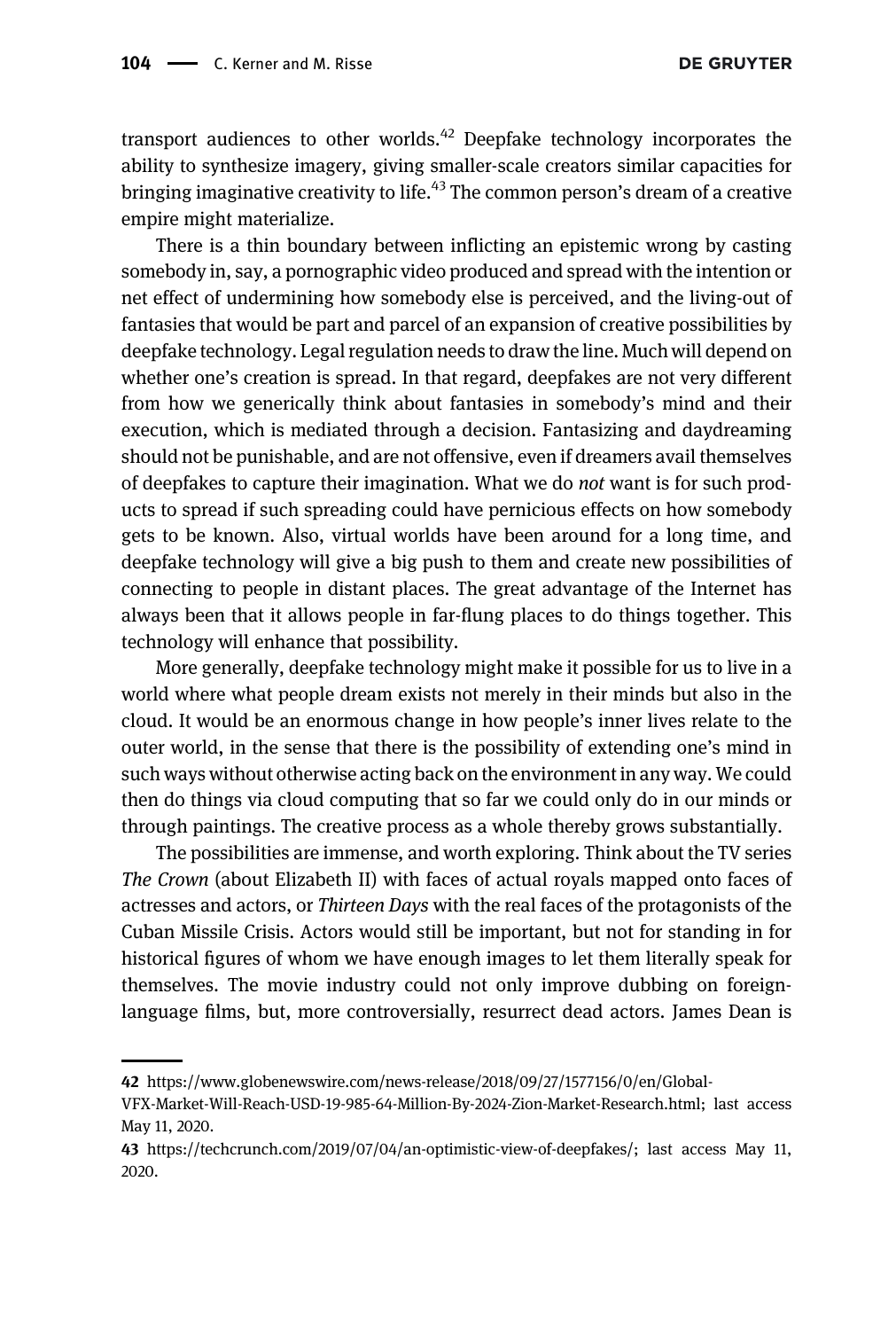transport audiences to other worlds.[42] Deepfake technology incorporates the ability to synthesize imagery, giving smaller-scale creators similar capacities for bringing imaginative creativity to life.[43] The common person's dream of a creative empire might materialize.

There is a thin boundary between inflicting an epistemic wrong by casting somebody in, say, a pornographic video produced and spread with the intention or net effect of undermining how somebody else is perceived, and the living-out of fantasies that would be part and parcel of an expansion of creative possibilities by deepfake technology. Legal regulation needs to draw the line. Much will depend on whether one's creation is spread. In that regard, deepfakes are not very different from how we generically think about fantasies in somebody's mind and their execution, which is mediated through a decision. Fantasizing and daydreaming should not be punishable, and are not offensive, even if dreamers avail themselves of deepfakes to capture their imagination. What we do *not* want is for such products to spread if such spreading could have pernicious effects on how somebody gets to be known. Also, virtual worlds have been around for a long time, and deepfake technology will give a big push to them and create new possibilities of connecting to people in distant places. The great advantage of the Internet has always been that it allows people in far-flung places to do things together. This technology will enhance that possibility.

More generally, deepfake technology might make it possible for us to live in a world where what people dream exists not merely in their minds but also in the cloud. It would be an enormous change in how people's inner lives relate to the outer world, in the sense that there is the possibility of extending one's mind in such ways without otherwise acting back on the environment in any way. We could then do things via cloud computing that so far we could only do in our minds or through paintings. The creative process as a whole thereby grows substantially.

The possibilities are immense, and worth exploring. Think about the TV series *The Crown* (about Elizabeth II) with faces of actual royals mapped onto faces of actresses and actors, or *Thirteen Days* with the real faces of the protagonists of the Cuban Missile Crisis. Actors would still be important, but not for standing in for historical figures of whom we have enough images to let them literally speak for themselves. The movie industry could not only improve dubbing on foreign-language films, but, more controversially, resurrect dead actors. James Dean is

---

42 https://www.globenewswire.com/news-release/2018/09/27/1577156/0/en/Global-VFX-Market-Will-Reach-USD-19-985-64-Million-By-2024-Zion-Market-Research.html; last access May 11, 2020.

43 https://techcrunch.com/2019/07/04/an-optimistic-view-of-deepfakes/; last access May 11, 2020.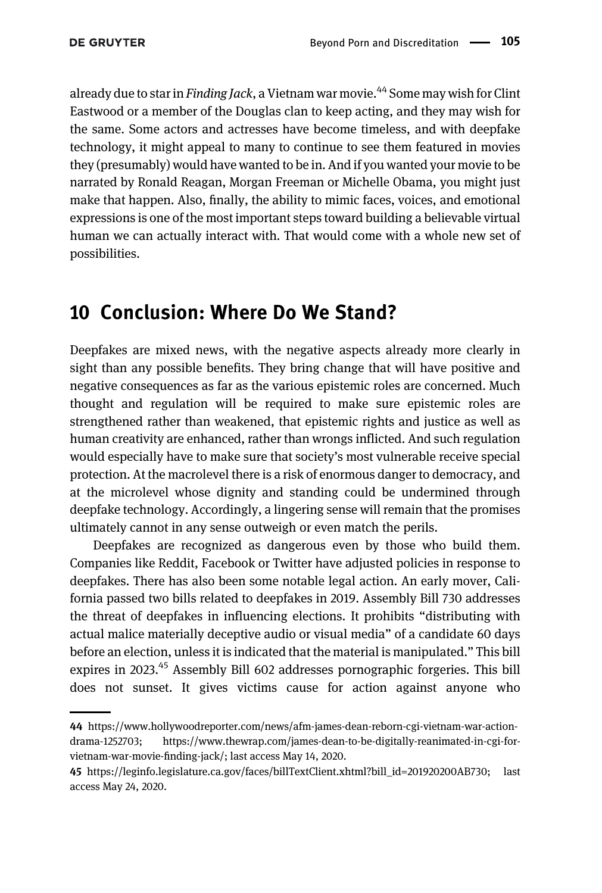already due to star in *Finding Jack*, a Vietnam war movie.[44] Some may wish for Clint Eastwood or a member of the Douglas clan to keep acting, and they may wish for the same. Some actors and actresses have become timeless, and with deepfake technology, it might appeal to many to continue to see them featured in movies they (presumably) would have wanted to be in. And if you wanted your movie to be narrated by Ronald Reagan, Morgan Freeman or Michelle Obama, you might just make that happen. Also, finally, the ability to mimic faces, voices, and emotional expressions is one of the most important steps toward building a believable virtual human we can actually interact with. That would come with a whole new set of possibilities.

## 10 Conclusion: Where Do We Stand?

Deepfakes are mixed news, with the negative aspects already more clearly in sight than any possible benefits. They bring change that will have positive and negative consequences as far as the various epistemic roles are concerned. Much thought and regulation will be required to make sure epistemic roles are strengthened rather than weakened, that epistemic rights and justice as well as human creativity are enhanced, rather than wrongs inflicted. And such regulation would especially have to make sure that society's most vulnerable receive special protection. At the macrolevel there is a risk of enormous danger to democracy, and at the microlevel whose dignity and standing could be undermined through deepfake technology. Accordingly, a lingering sense will remain that the promises ultimately cannot in any sense outweigh or even match the perils.

Deepfakes are recognized as dangerous even by those who build them. Companies like Reddit, Facebook or Twitter have adjusted policies in response to deepfakes. There has also been some notable legal action. An early mover, California passed two bills related to deepfakes in 2019. Assembly Bill 730 addresses the threat of deepfakes in influencing elections. It prohibits "distributing with actual malice materially deceptive audio or visual media" of a candidate 60 days before an election, unless it is indicated that the material is manipulated." This bill expires in 2023.[45] Assembly Bill 602 addresses pornographic forgeries. This bill does not sunset. It gives victims cause for action against anyone who

---

44 https://www.hollywoodreporter.com/news/afm-james-dean-reborn-cgi-vietnam-war-action-drama-1252703; https://www.thewrap.com/james-dean-to-be-digitally-reanimated-in-cgi-for-vietnam-war-movie-finding-jack/; last access May 14, 2020.

45 https://leginfo.legislature.ca.gov/faces/billTextClient.xhtml?bill_id=201920200AB730; last access May 24, 2020.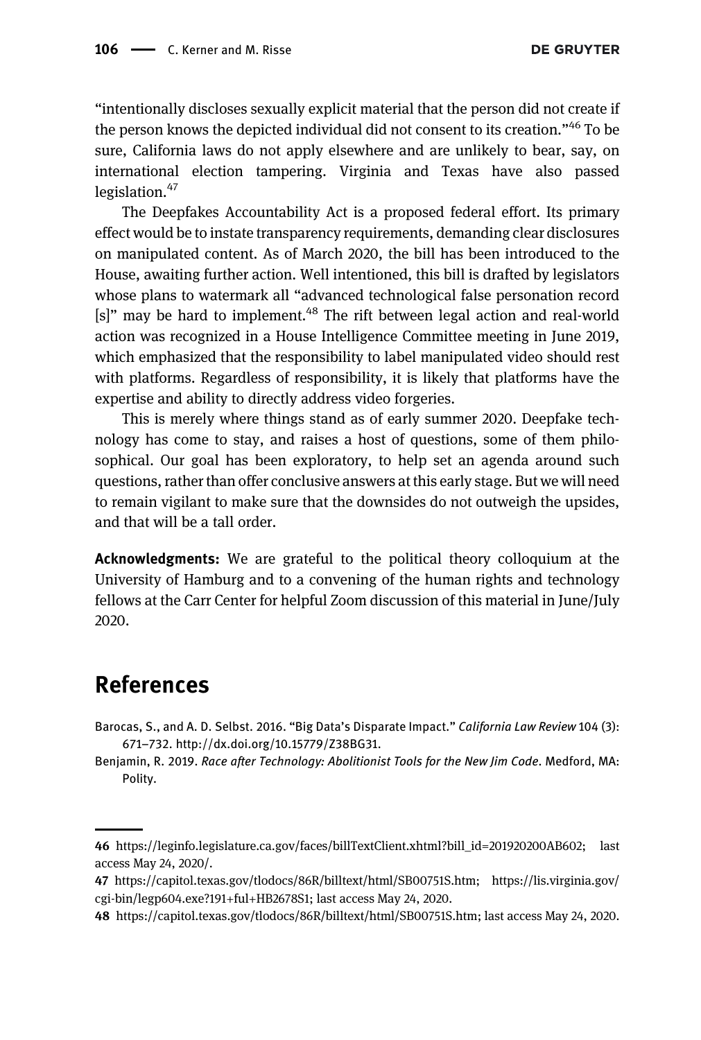"intentionally discloses sexually explicit material that the person did not create if the person knows the depicted individual did not consent to its creation."[46] To be sure, California laws do not apply elsewhere and are unlikely to bear, say, on international election tampering. Virginia and Texas have also passed legislation.[47]

The Deepfakes Accountability Act is a proposed federal effort. Its primary effect would be to instate transparency requirements, demanding clear disclosures on manipulated content. As of March 2020, the bill has been introduced to the House, awaiting further action. Well intentioned, this bill is drafted by legislators whose plans to watermark all "advanced technological false personation record [s]" may be hard to implement.[48] The rift between legal action and real-world action was recognized in a House Intelligence Committee meeting in June 2019, which emphasized that the responsibility to label manipulated video should rest with platforms. Regardless of responsibility, it is likely that platforms have the expertise and ability to directly address video forgeries.

This is merely where things stand as of early summer 2020. Deepfake technology has come to stay, and raises a host of questions, some of them philosophical. Our goal has been exploratory, to help set an agenda around such questions, rather than offer conclusive answers at this early stage. But we will need to remain vigilant to make sure that the downsides do not outweigh the upsides, and that will be a tall order.

**Acknowledgments:** We are grateful to the political theory colloquium at the University of Hamburg and to a convening of the human rights and technology fellows at the Carr Center for helpful Zoom discussion of this material in June/July 2020.

## References

Barocas, S., and A. D. Selbst. 2016. "Big Data's Disparate Impact." *California Law Review* 104 (3): 671–732. http://dx.doi.org/10.15779/Z38BG31.

Benjamin, R. 2019. *Race after Technology: Abolitionist Tools for the New Jim Code*. Medford, MA: Polity.

---

46 https://leginfo.legislature.ca.gov/faces/billTextClient.xhtml?bill_id=201920200AB602; last access May 24, 2020/.

47 https://capitol.texas.gov/tlodocs/86R/billtext/html/SB00751S.htm; https://lis.virginia.gov/cgi-bin/legp604.exe?191+ful+HB2678S1; last access May 24, 2020.

48 https://capitol.texas.gov/tlodocs/86R/billtext/html/SB00751S.htm; last access May 24, 2020.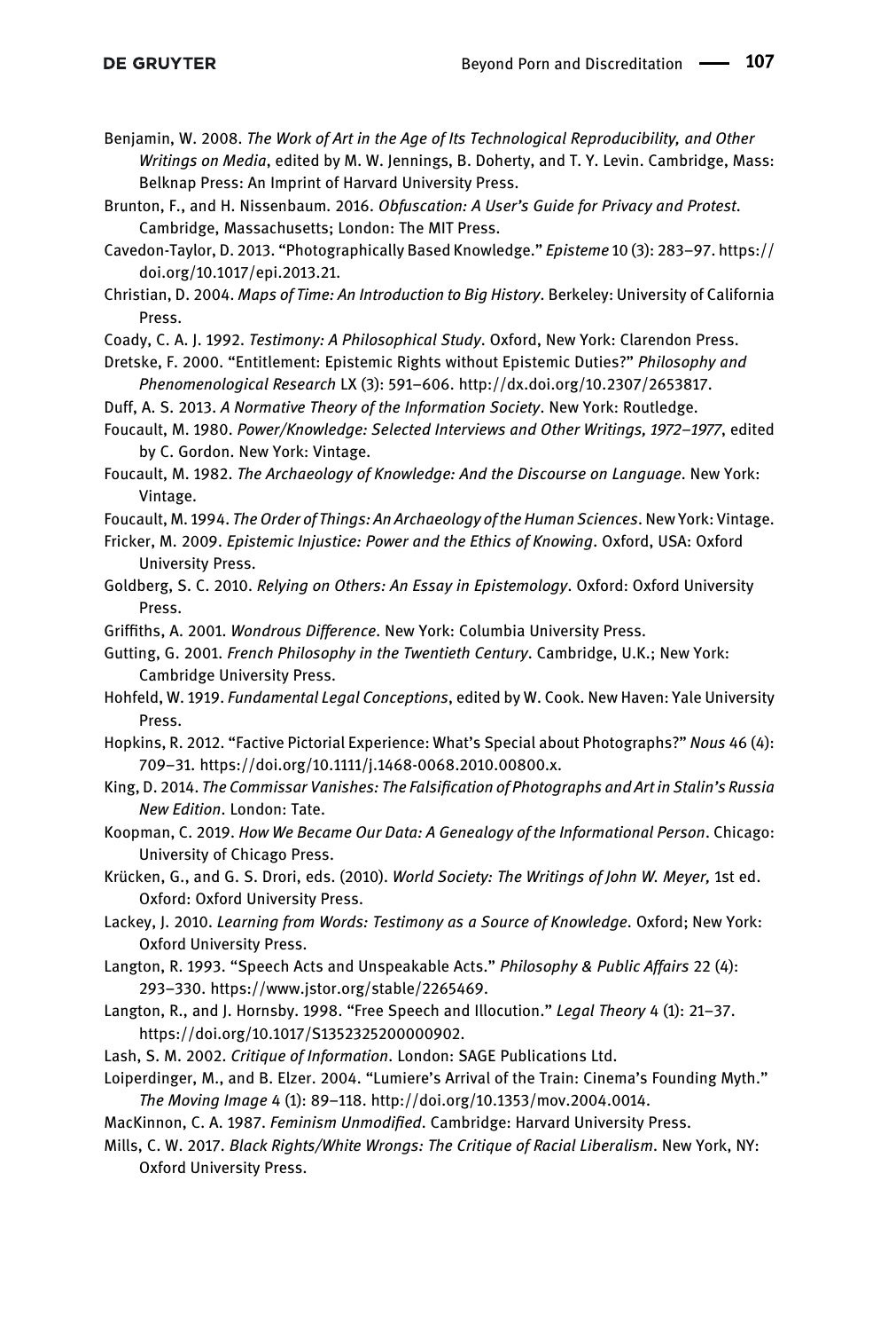Benjamin, W. 2008. *The Work of Art in the Age of Its Technological Reproducibility, and Other Writings on Media*, edited by M. W. Jennings, B. Doherty, and T. Y. Levin. Cambridge, Mass: Belknap Press: An Imprint of Harvard University Press.

Brunton, F., and H. Nissenbaum. 2016. *Obfuscation: A User's Guide for Privacy and Protest*. Cambridge, Massachusetts; London: The MIT Press.

Cavedon-Taylor, D. 2013. "Photographically Based Knowledge." *Episteme* 10 (3): 283–97. https://doi.org/10.1017/epi.2013.21.

Christian, D. 2004. *Maps of Time: An Introduction to Big History*. Berkeley: University of California Press.

Coady, C. A. J. 1992. *Testimony: A Philosophical Study*. Oxford, New York: Clarendon Press.

Dretske, F. 2000. "Entitlement: Epistemic Rights without Epistemic Duties?" *Philosophy and Phenomenological Research* LX (3): 591–606. http://dx.doi.org/10.2307/2653817.

Duff, A. S. 2013. *A Normative Theory of the Information Society*. New York: Routledge.

Foucault, M. 1980. *Power/Knowledge: Selected Interviews and Other Writings, 1972–1977*, edited by C. Gordon. New York: Vintage.

Foucault, M. 1982. *The Archaeology of Knowledge: And the Discourse on Language*. New York: Vintage.

Foucault, M. 1994. *The Order of Things: An Archaeology of the Human Sciences*. New York: Vintage.

Fricker, M. 2009. *Epistemic Injustice: Power and the Ethics of Knowing*. Oxford, USA: Oxford University Press.

Goldberg, S. C. 2010. *Relying on Others: An Essay in Epistemology*. Oxford: Oxford University Press.

Griffiths, A. 2001. *Wondrous Difference*. New York: Columbia University Press.

Gutting, G. 2001. *French Philosophy in the Twentieth Century*. Cambridge, U.K.; New York: Cambridge University Press.

Hohfeld, W. 1919. *Fundamental Legal Conceptions*, edited by W. Cook. New Haven: Yale University Press.

Hopkins, R. 2012. "Factive Pictorial Experience: What's Special about Photographs?" *Nous* 46 (4): 709–31. https://doi.org/10.1111/j.1468-0068.2010.00800.x.

King, D. 2014. *The Commissar Vanishes: The Falsification of Photographs and Art in Stalin's Russia New Edition*. London: Tate.

Koopman, C. 2019. *How We Became Our Data: A Genealogy of the Informational Person*. Chicago: University of Chicago Press.

Krücken, G., and G. S. Drori, eds. (2010). *World Society: The Writings of John W. Meyer,* 1st ed. Oxford: Oxford University Press.

Lackey, J. 2010. *Learning from Words: Testimony as a Source of Knowledge*. Oxford; New York: Oxford University Press.

Langton, R. 1993. "Speech Acts and Unspeakable Acts." *Philosophy & Public Affairs* 22 (4): 293–330. https://www.jstor.org/stable/2265469.

Langton, R., and J. Hornsby. 1998. "Free Speech and Illocution." *Legal Theory* 4 (1): 21–37. https://doi.org/10.1017/S1352325200000902.

Lash, S. M. 2002. *Critique of Information*. London: SAGE Publications Ltd.

Loiperdinger, M., and B. Elzer. 2004. "Lumiere's Arrival of the Train: Cinema's Founding Myth." *The Moving Image* 4 (1): 89–118. http://doi.org/10.1353/mov.2004.0014.

MacKinnon, C. A. 1987. *Feminism Unmodified*. Cambridge: Harvard University Press.

Mills, C. W. 2017. *Black Rights/White Wrongs: The Critique of Racial Liberalism*. New York, NY: Oxford University Press.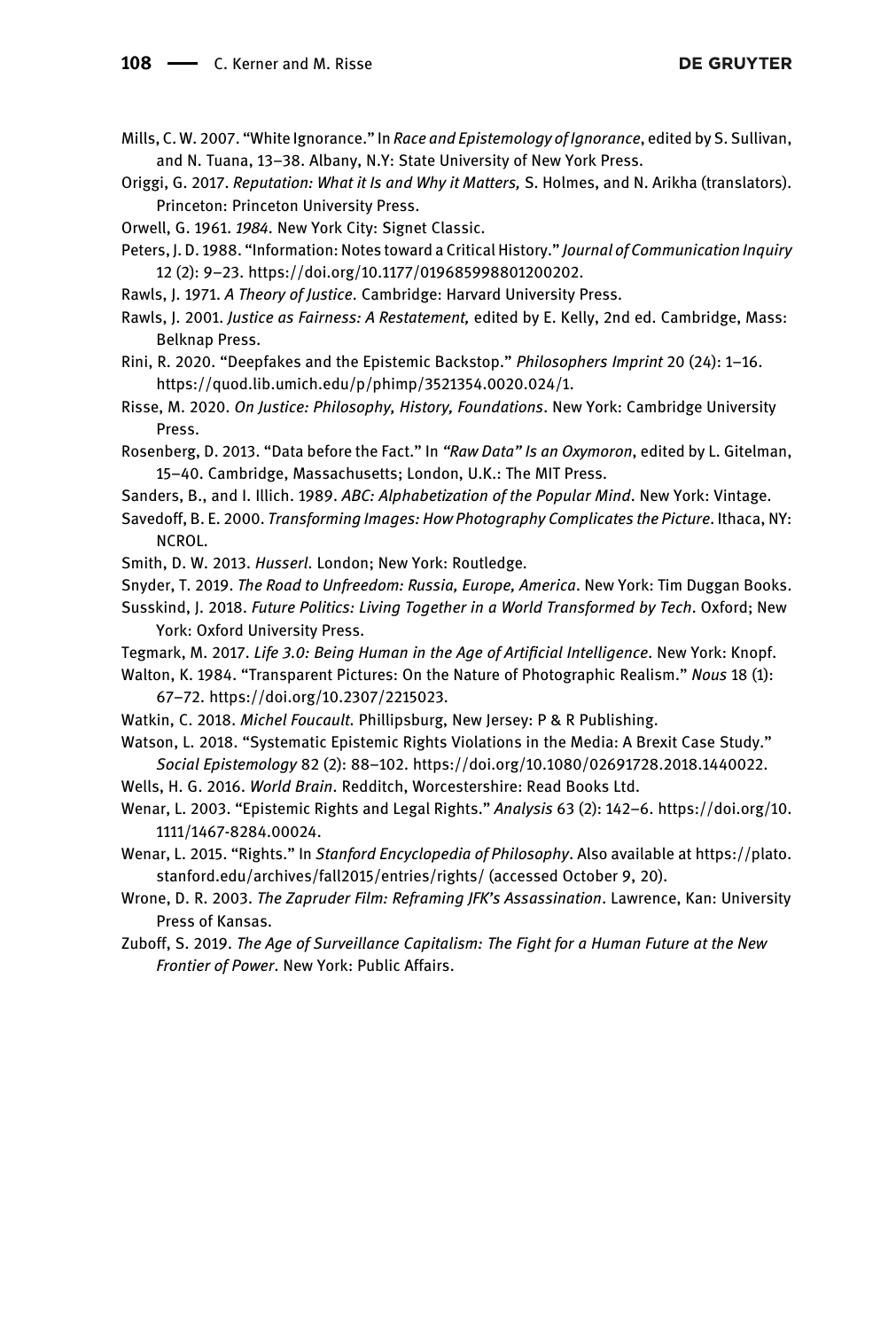Mills, C. W. 2007. "White Ignorance." In *Race and Epistemology of Ignorance*, edited by S. Sullivan, and N. Tuana, 13–38. Albany, N.Y: State University of New York Press.

Origgi, G. 2017. *Reputation: What it Is and Why it Matters,* S. Holmes, and N. Arikha (translators). Princeton: Princeton University Press.

Orwell, G. 1961. *1984*. New York City: Signet Classic.

Peters, J. D. 1988. "Information: Notes toward a Critical History." *Journal of Communication Inquiry* 12 (2): 9–23. https://doi.org/10.1177/019685998801200202.

Rawls, J. 1971. *A Theory of Justice*. Cambridge: Harvard University Press.

Rawls, J. 2001. *Justice as Fairness: A Restatement,* edited by E. Kelly, 2nd ed. Cambridge, Mass: Belknap Press.

Rini, R. 2020. "Deepfakes and the Epistemic Backstop." *Philosophers Imprint* 20 (24): 1–16. https://quod.lib.umich.edu/p/phimp/3521354.0020.024/1.

Risse, M. 2020. *On Justice: Philosophy, History, Foundations*. New York: Cambridge University Press.

Rosenberg, D. 2013. "Data before the Fact." In *"Raw Data" Is an Oxymoron*, edited by L. Gitelman, 15–40. Cambridge, Massachusetts; London, U.K.: The MIT Press.

Sanders, B., and I. Illich. 1989. *ABC: Alphabetization of the Popular Mind*. New York: Vintage.

Savedoff, B. E. 2000. *Transforming Images: How Photography Complicates the Picture*. Ithaca, NY: NCROL.

Smith, D. W. 2013. *Husserl*. London; New York: Routledge.

Snyder, T. 2019. *The Road to Unfreedom: Russia, Europe, America*. New York: Tim Duggan Books.

Susskind, J. 2018. *Future Politics: Living Together in a World Transformed by Tech*. Oxford; New York: Oxford University Press.

Tegmark, M. 2017. *Life 3.0: Being Human in the Age of Artificial Intelligence*. New York: Knopf.

Walton, K. 1984. "Transparent Pictures: On the Nature of Photographic Realism." *Nous* 18 (1): 67–72. https://doi.org/10.2307/2215023.

Watkin, C. 2018. *Michel Foucault*. Phillipsburg, New Jersey: P & R Publishing.

Watson, L. 2018. "Systematic Epistemic Rights Violations in the Media: A Brexit Case Study." *Social Epistemology* 82 (2): 88–102. https://doi.org/10.1080/02691728.2018.1440022.

Wells, H. G. 2016. *World Brain*. Redditch, Worcestershire: Read Books Ltd.

Wenar, L. 2003. "Epistemic Rights and Legal Rights." *Analysis* 63 (2): 142–6. https://doi.org/10.1111/1467-8284.00024.

Wenar, L. 2015. "Rights." In *Stanford Encyclopedia of Philosophy*. Also available at https://plato.stanford.edu/archives/fall2015/entries/rights/ (accessed October 9, 20).

Wrone, D. R. 2003. *The Zapruder Film: Reframing JFK's Assassination*. Lawrence, Kan: University Press of Kansas.

Zuboff, S. 2019. *The Age of Surveillance Capitalism: The Fight for a Human Future at the New Frontier of Power*. New York: Public Affairs.